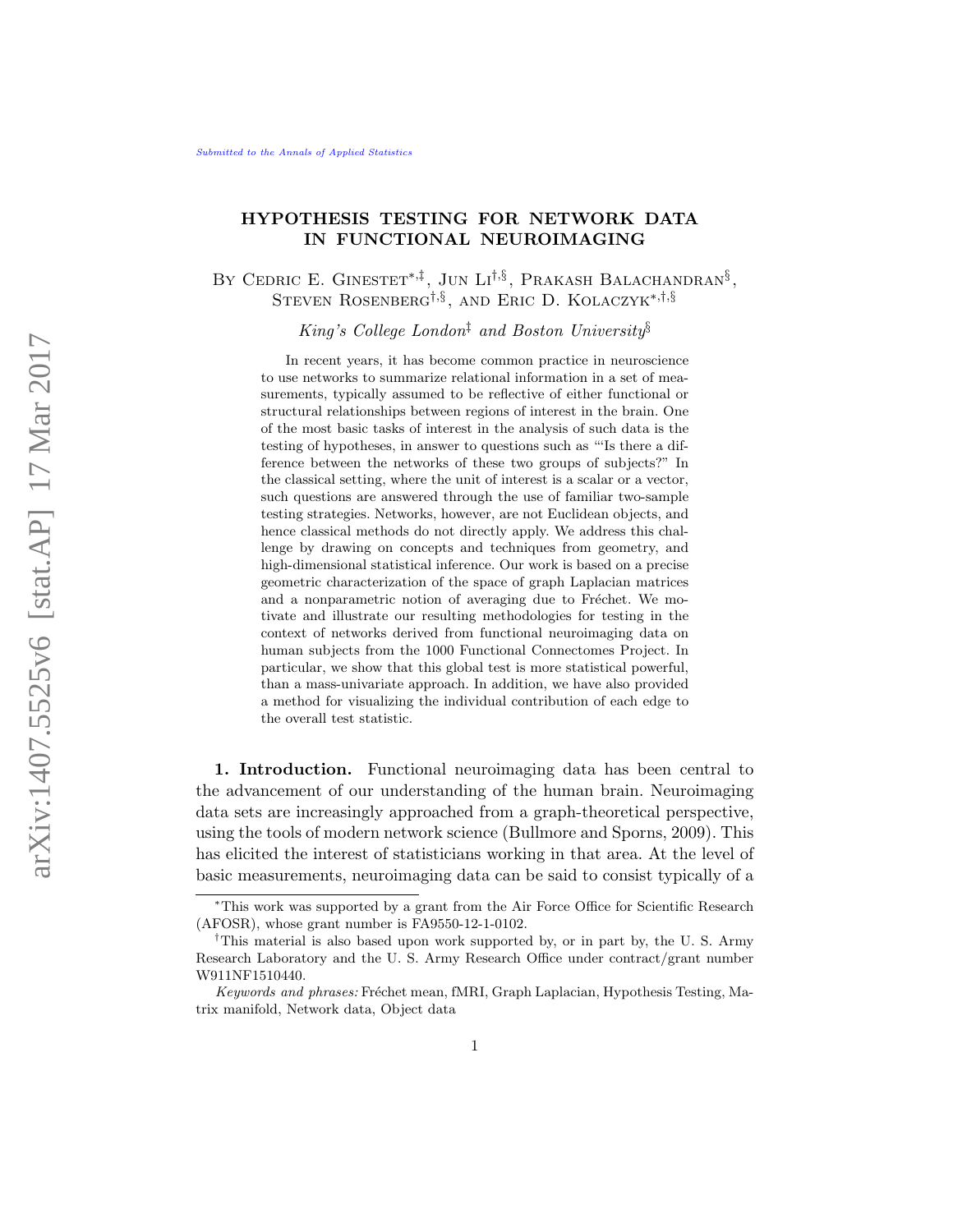Submitted to the Annals of Applied Statistics

# HYPOTHESIS TESTING FOR NETWORK DATA IN FUNCTIONAL NEUROIMAGING

By Cedric E. Ginestet[*,‡], Jun Li[†,§], Prakash Balachandran[§], Steven Rosenberg[†,§], and Eric D. Kolaczyk[*,†,§]

*King's College London[‡] and Boston University[§]*

In recent years, it has become common practice in neuroscience to use networks to summarize relational information in a set of measurements, typically assumed to be reflective of either functional or structural relationships between regions of interest in the brain. One of the most basic tasks of interest in the analysis of such data is the testing of hypotheses, in answer to questions such as "'Is there a difference between the networks of these two groups of subjects?" In the classical setting, where the unit of interest is a scalar or a vector, such questions are answered through the use of familiar two-sample testing strategies. Networks, however, are not Euclidean objects, and hence classical methods do not directly apply. We address this challenge by drawing on concepts and techniques from geometry, and high-dimensional statistical inference. Our work is based on a precise geometric characterization of the space of graph Laplacian matrices and a nonparametric notion of averaging due to Fréchet. We motivate and illustrate our resulting methodologies for testing in the context of networks derived from functional neuroimaging data on human subjects from the 1000 Functional Connectomes Project. In particular, we show that this global test is more statistical powerful, than a mass-univariate approach. In addition, we have also provided a method for visualizing the individual contribution of each edge to the overall test statistic.

## 1. Introduction.

Functional neuroimaging data has been central to the advancement of our understanding of the human brain. Neuroimaging data sets are increasingly approached from a graph-theoretical perspective, using the tools of modern network science (Bullmore and Sporns, 2009). This has elicited the interest of statisticians working in that area. At the level of basic measurements, neuroimaging data can be said to consist typically of a

---

[*]This work was supported by a grant from the Air Force Office for Scientific Research (AFOSR), whose grant number is FA9550-12-1-0102.

[†]This material is also based upon work supported by, or in part by, the U. S. Army Research Laboratory and the U. S. Army Research Office under contract/grant number W911NF1510440.

*Keywords and phrases:* Fréchet mean, fMRI, Graph Laplacian, Hypothesis Testing, Matrix manifold, Network data, Object data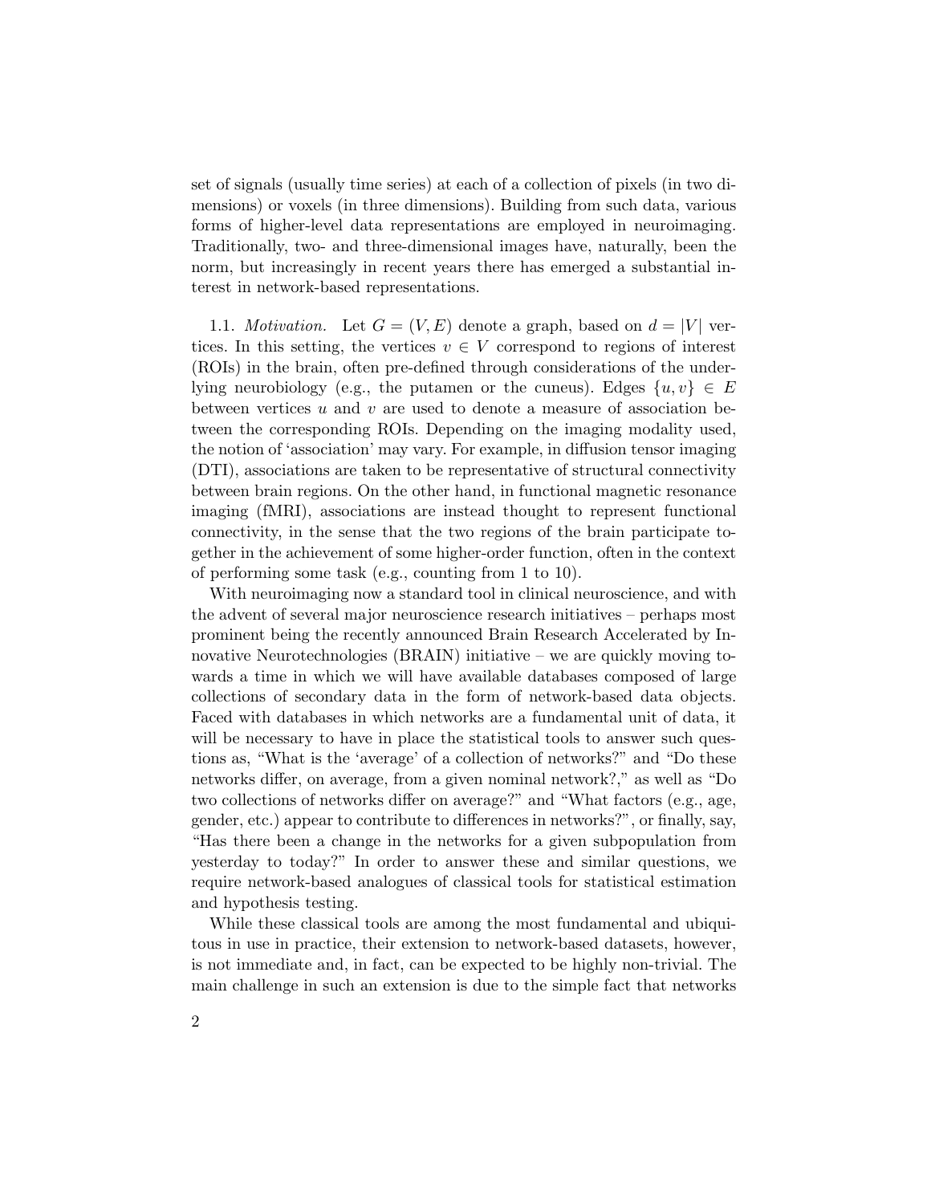set of signals (usually time series) at each of a collection of pixels (in two dimensions) or voxels (in three dimensions). Building from such data, various forms of higher-level data representations are employed in neuroimaging. Traditionally, two- and three-dimensional images have, naturally, been the norm, but increasingly in recent years there has emerged a substantial interest in network-based representations.

1.1. *Motivation.* Let $G = (V, E)$ denote a graph, based on $d = |V|$ vertices. In this setting, the vertices $v \in V$ correspond to regions of interest (ROIs) in the brain, often pre-defined through considerations of the underlying neurobiology (e.g., the putamen or the cuneus). Edges $\{u, v\} \in E$ between vertices $u$ and $v$ are used to denote a measure of association between the corresponding ROIs. Depending on the imaging modality used, the notion of 'association' may vary. For example, in diffusion tensor imaging (DTI), associations are taken to be representative of structural connectivity between brain regions. On the other hand, in functional magnetic resonance imaging (fMRI), associations are instead thought to represent functional connectivity, in the sense that the two regions of the brain participate together in the achievement of some higher-order function, often in the context of performing some task (e.g., counting from 1 to 10).

With neuroimaging now a standard tool in clinical neuroscience, and with the advent of several major neuroscience research initiatives – perhaps most prominent being the recently announced Brain Research Accelerated by Innovative Neurotechnologies (BRAIN) initiative – we are quickly moving towards a time in which we will have available databases composed of large collections of secondary data in the form of network-based data objects. Faced with databases in which networks are a fundamental unit of data, it will be necessary to have in place the statistical tools to answer such questions as, "What is the 'average' of a collection of networks?" and "Do these networks differ, on average, from a given nominal network?," as well as "Do two collections of networks differ on average?" and "What factors (e.g., age, gender, etc.) appear to contribute to differences in networks?", or finally, say, "Has there been a change in the networks for a given subpopulation from yesterday to today?" In order to answer these and similar questions, we require network-based analogues of classical tools for statistical estimation and hypothesis testing.

While these classical tools are among the most fundamental and ubiquitous in use in practice, their extension to network-based datasets, however, is not immediate and, in fact, can be expected to be highly non-trivial. The main challenge in such an extension is due to the simple fact that networks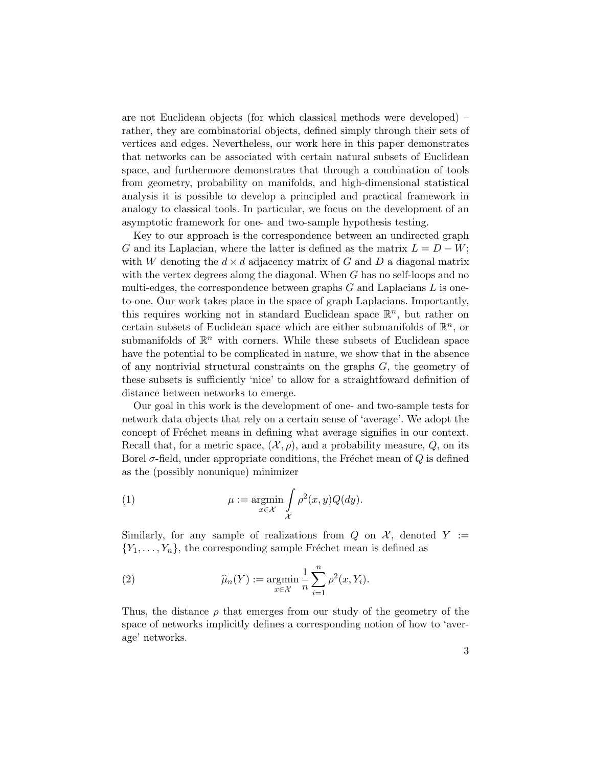are not Euclidean objects (for which classical methods were developed) – rather, they are combinatorial objects, defined simply through their sets of vertices and edges. Nevertheless, our work here in this paper demonstrates that networks can be associated with certain natural subsets of Euclidean space, and furthermore demonstrates that through a combination of tools from geometry, probability on manifolds, and high-dimensional statistical analysis it is possible to develop a principled and practical framework in analogy to classical tools. In particular, we focus on the development of an asymptotic framework for one- and two-sample hypothesis testing.

Key to our approach is the correspondence between an undirected graph $G$ and its Laplacian, where the latter is defined as the matrix $L = D - W$; with $W$ denoting the $d \times d$ adjacency matrix of $G$ and $D$ a diagonal matrix with the vertex degrees along the diagonal. When $G$ has no self-loops and no multi-edges, the correspondence between graphs $G$ and Laplacians $L$ is one-to-one. Our work takes place in the space of graph Laplacians. Importantly, this requires working not in standard Euclidean space $\mathbb{R}^n$, but rather on certain subsets of Euclidean space which are either submanifolds of $\mathbb{R}^n$, or submanifolds of $\mathbb{R}^n$ with corners. While these subsets of Euclidean space have the potential to be complicated in nature, we show that in the absence of any nontrivial structural constraints on the graphs $G$, the geometry of these subsets is sufficiently 'nice' to allow for a straightfoward definition of distance between networks to emerge.

Our goal in this work is the development of one- and two-sample tests for network data objects that rely on a certain sense of 'average'. We adopt the concept of Fréchet means in defining what average signifies in our context. Recall that, for a metric space, $(\mathcal{X}, \rho)$, and a probability measure, $Q$, on its Borel $\sigma$-field, under appropriate conditions, the Fréchet mean of $Q$ is defined as the (possibly nonunique) minimizer

$$\mu := \operatorname*{argmin}_{x \in \mathcal{X}} \int_{\mathcal{X}} \rho^2(x, y) Q(dy). \tag{1}$$

Similarly, for any sample of realizations from $Q$ on $\mathcal{X}$, denoted $Y := \{Y_1, \ldots, Y_n\}$, the corresponding sample Fréchet mean is defined as

$$\widehat{\mu}_n(Y) := \operatorname*{argmin}_{x \in \mathcal{X}} \frac{1}{n} \sum_{i=1}^{n} \rho^2(x, Y_i). \tag{2}$$

Thus, the distance $\rho$ that emerges from our study of the geometry of the space of networks implicitly defines a corresponding notion of how to 'average' networks.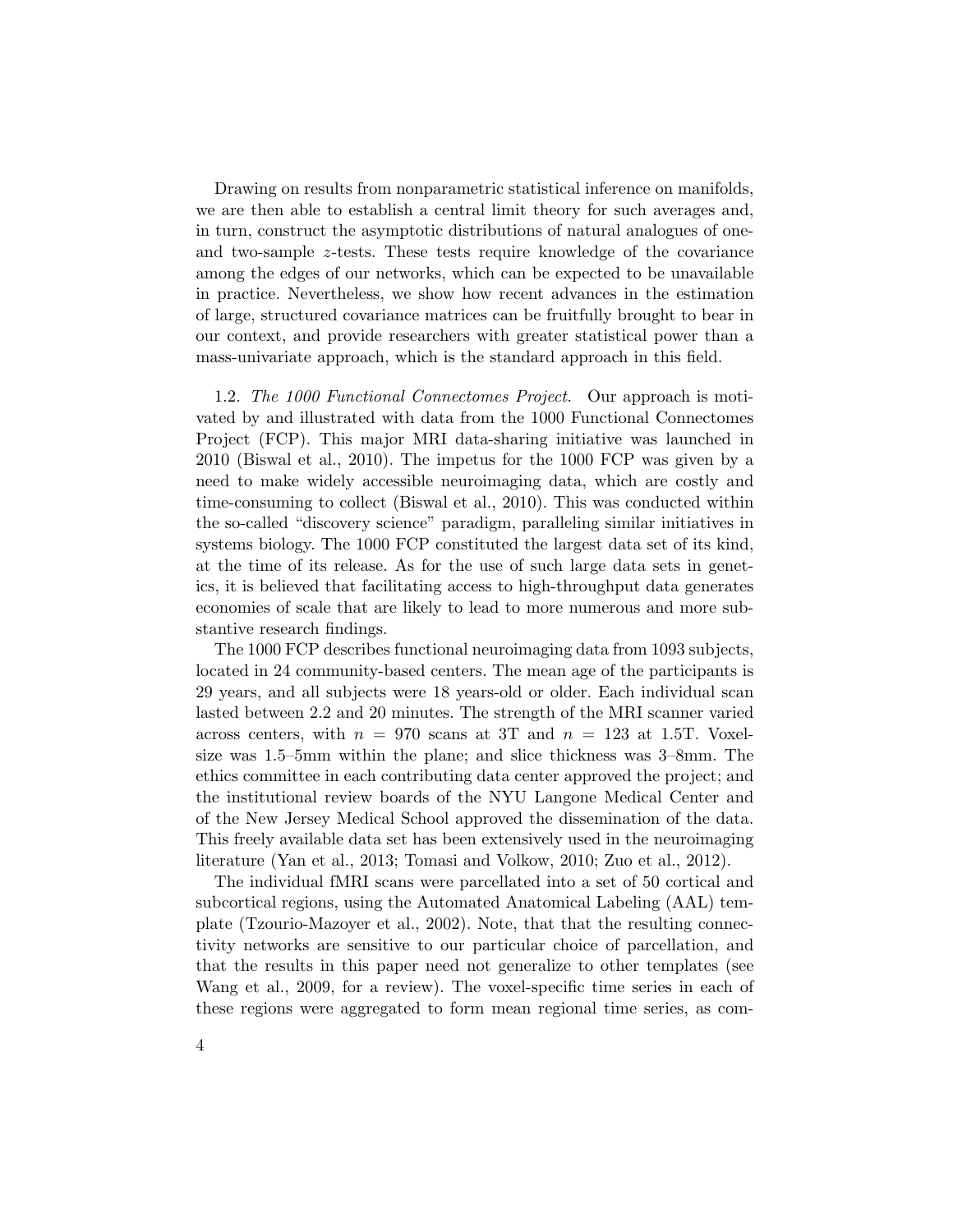Drawing on results from nonparametric statistical inference on manifolds, we are then able to establish a central limit theory for such averages and, in turn, construct the asymptotic distributions of natural analogues of one- and two-sample $z$-tests. These tests require knowledge of the covariance among the edges of our networks, which can be expected to be unavailable in practice. Nevertheless, we show how recent advances in the estimation of large, structured covariance matrices can be fruitfully brought to bear in our context, and provide researchers with greater statistical power than a mass-univariate approach, which is the standard approach in this field.

1.2. *The 1000 Functional Connectomes Project.* Our approach is motivated by and illustrated with data from the 1000 Functional Connectomes Project (FCP). This major MRI data-sharing initiative was launched in 2010 (Biswal et al., 2010). The impetus for the 1000 FCP was given by a need to make widely accessible neuroimaging data, which are costly and time-consuming to collect (Biswal et al., 2010). This was conducted within the so-called "discovery science" paradigm, paralleling similar initiatives in systems biology. The 1000 FCP constituted the largest data set of its kind, at the time of its release. As for the use of such large data sets in genetics, it is believed that facilitating access to high-throughput data generates economies of scale that are likely to lead to more numerous and more substantive research findings.

The 1000 FCP describes functional neuroimaging data from 1093 subjects, located in 24 community-based centers. The mean age of the participants is 29 years, and all subjects were 18 years-old or older. Each individual scan lasted between 2.2 and 20 minutes. The strength of the MRI scanner varied across centers, with $n = 970$ scans at 3T and $n = 123$ at 1.5T. Voxel-size was 1.5–5mm within the plane; and slice thickness was 3–8mm. The ethics committee in each contributing data center approved the project; and the institutional review boards of the NYU Langone Medical Center and of the New Jersey Medical School approved the dissemination of the data. This freely available data set has been extensively used in the neuroimaging literature (Yan et al., 2013; Tomasi and Volkow, 2010; Zuo et al., 2012).

The individual fMRI scans were parcellated into a set of 50 cortical and subcortical regions, using the Automated Anatomical Labeling (AAL) template (Tzourio-Mazoyer et al., 2002). Note, that that the resulting connectivity networks are sensitive to our particular choice of parcellation, and that the results in this paper need not generalize to other templates (see Wang et al., 2009, for a review). The voxel-specific time series in each of these regions were aggregated to form mean regional time series, as com-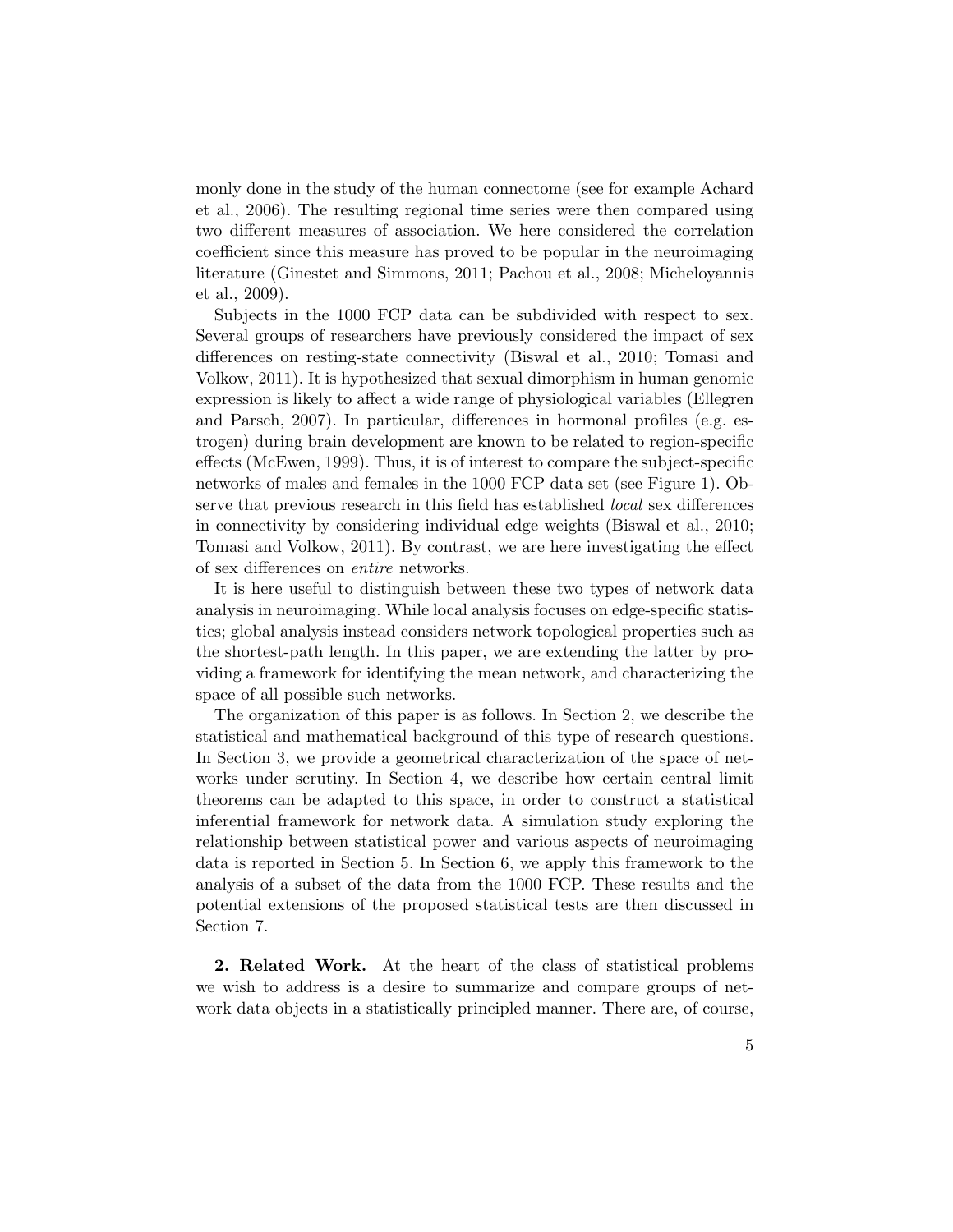monly done in the study of the human connectome (see for example Achard et al., 2006). The resulting regional time series were then compared using two different measures of association. We here considered the correlation coefficient since this measure has proved to be popular in the neuroimaging literature (Ginestet and Simmons, 2011; Pachou et al., 2008; Micheloyannis et al., 2009).

Subjects in the 1000 FCP data can be subdivided with respect to sex. Several groups of researchers have previously considered the impact of sex differences on resting-state connectivity (Biswal et al., 2010; Tomasi and Volkow, 2011). It is hypothesized that sexual dimorphism in human genomic expression is likely to affect a wide range of physiological variables (Ellegren and Parsch, 2007). In particular, differences in hormonal profiles (e.g. estrogen) during brain development are known to be related to region-specific effects (McEwen, 1999). Thus, it is of interest to compare the subject-specific networks of males and females in the 1000 FCP data set (see Figure 1). Observe that previous research in this field has established *local* sex differences in connectivity by considering individual edge weights (Biswal et al., 2010; Tomasi and Volkow, 2011). By contrast, we are here investigating the effect of sex differences on *entire* networks.

It is here useful to distinguish between these two types of network data analysis in neuroimaging. While local analysis focuses on edge-specific statistics; global analysis instead considers network topological properties such as the shortest-path length. In this paper, we are extending the latter by providing a framework for identifying the mean network, and characterizing the space of all possible such networks.

The organization of this paper is as follows. In Section 2, we describe the statistical and mathematical background of this type of research questions. In Section 3, we provide a geometrical characterization of the space of networks under scrutiny. In Section 4, we describe how certain central limit theorems can be adapted to this space, in order to construct a statistical inferential framework for network data. A simulation study exploring the relationship between statistical power and various aspects of neuroimaging data is reported in Section 5. In Section 6, we apply this framework to the analysis of a subset of the data from the 1000 FCP. These results and the potential extensions of the proposed statistical tests are then discussed in Section 7.

**2. Related Work.** At the heart of the class of statistical problems we wish to address is a desire to summarize and compare groups of network data objects in a statistically principled manner. There are, of course,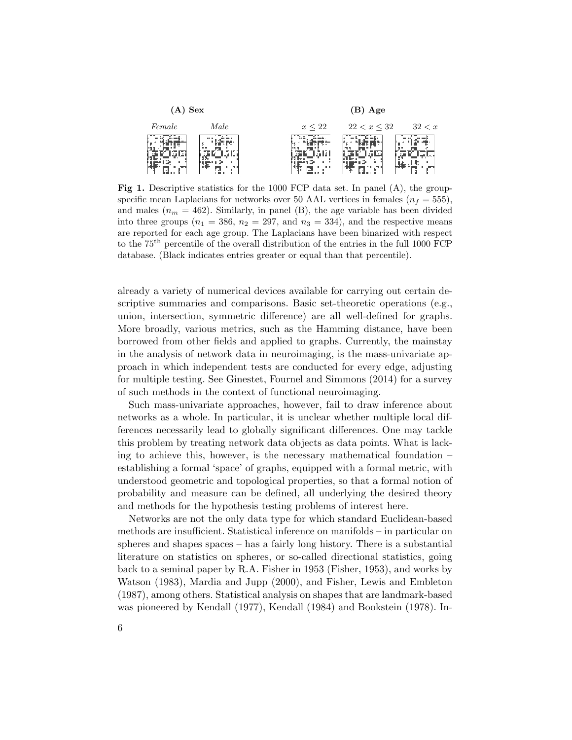**(A) Sex** — *Female*, *Male*

**(B) Age** — $x \leq 22$, $22 < x \leq 32$, $32 < x$

**Fig 1.** Descriptive statistics for the 1000 FCP data set. In panel (A), the group-specific mean Laplacians for networks over 50 AAL vertices in females ($n_f = 555$), and males ($n_m = 462$). Similarly, in panel (B), the age variable has been divided into three groups ($n_1 = 386$, $n_2 = 297$, and $n_3 = 334$), and the respective means are reported for each age group. The Laplacians have been binarized with respect to the $75^{\text{th}}$ percentile of the overall distribution of the entries in the full 1000 FCP database. (Black indicates entries greater or equal than that percentile).

already a variety of numerical devices available for carrying out certain descriptive summaries and comparisons. Basic set-theoretic operations (e.g., union, intersection, symmetric difference) are all well-defined for graphs. More broadly, various metrics, such as the Hamming distance, have been borrowed from other fields and applied to graphs. Currently, the mainstay in the analysis of network data in neuroimaging, is the mass-univariate approach in which independent tests are conducted for every edge, adjusting for multiple testing. See Ginestet, Fournel and Simmons (2014) for a survey of such methods in the context of functional neuroimaging.

Such mass-univariate approaches, however, fail to draw inference about networks as a whole. In particular, it is unclear whether multiple local differences necessarily lead to globally significant differences. One may tackle this problem by treating network data objects as data points. What is lacking to achieve this, however, is the necessary mathematical foundation – establishing a formal 'space' of graphs, equipped with a formal metric, with understood geometric and topological properties, so that a formal notion of probability and measure can be defined, all underlying the desired theory and methods for the hypothesis testing problems of interest here.

Networks are not the only data type for which standard Euclidean-based methods are insufficient. Statistical inference on manifolds – in particular on spheres and shapes spaces – has a fairly long history. There is a substantial literature on statistics on spheres, or so-called directional statistics, going back to a seminal paper by R.A. Fisher in 1953 (Fisher, 1953), and works by Watson (1983), Mardia and Jupp (2000), and Fisher, Lewis and Embleton (1987), among others. Statistical analysis on shapes that are landmark-based was pioneered by Kendall (1977), Kendall (1984) and Bookstein (1978). In-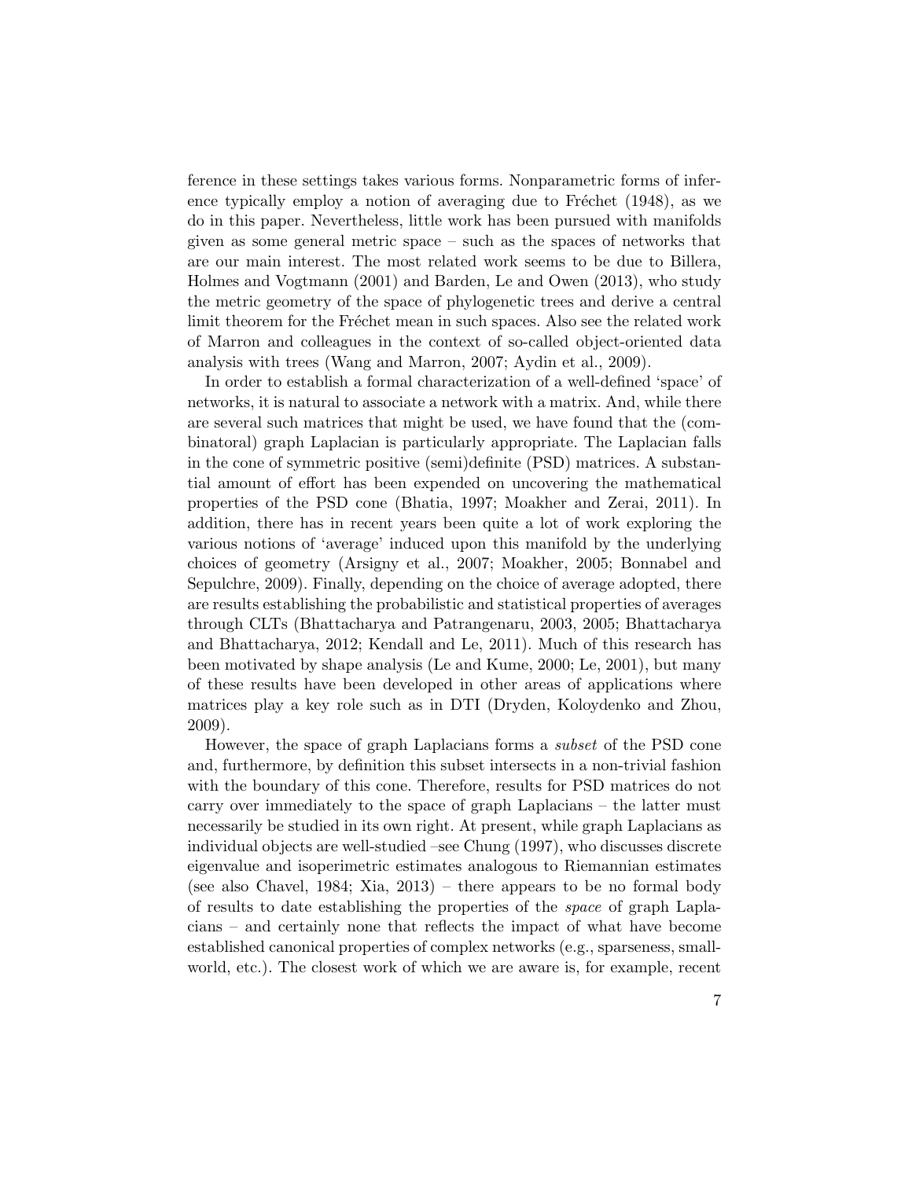ference in these settings takes various forms. Nonparametric forms of inference typically employ a notion of averaging due to Fréchet (1948), as we do in this paper. Nevertheless, little work has been pursued with manifolds given as some general metric space – such as the spaces of networks that are our main interest. The most related work seems to be due to Billera, Holmes and Vogtmann (2001) and Barden, Le and Owen (2013), who study the metric geometry of the space of phylogenetic trees and derive a central limit theorem for the Fréchet mean in such spaces. Also see the related work of Marron and colleagues in the context of so-called object-oriented data analysis with trees (Wang and Marron, 2007; Aydin et al., 2009).

In order to establish a formal characterization of a well-defined 'space' of networks, it is natural to associate a network with a matrix. And, while there are several such matrices that might be used, we have found that the (combinatoral) graph Laplacian is particularly appropriate. The Laplacian falls in the cone of symmetric positive (semi)definite (PSD) matrices. A substantial amount of effort has been expended on uncovering the mathematical properties of the PSD cone (Bhatia, 1997; Moakher and Zerai, 2011). In addition, there has in recent years been quite a lot of work exploring the various notions of 'average' induced upon this manifold by the underlying choices of geometry (Arsigny et al., 2007; Moakher, 2005; Bonnabel and Sepulchre, 2009). Finally, depending on the choice of average adopted, there are results establishing the probabilistic and statistical properties of averages through CLTs (Bhattacharya and Patrangenaru, 2003, 2005; Bhattacharya and Bhattacharya, 2012; Kendall and Le, 2011). Much of this research has been motivated by shape analysis (Le and Kume, 2000; Le, 2001), but many of these results have been developed in other areas of applications where matrices play a key role such as in DTI (Dryden, Koloydenko and Zhou, 2009).

However, the space of graph Laplacians forms a *subset* of the PSD cone and, furthermore, by definition this subset intersects in a non-trivial fashion with the boundary of this cone. Therefore, results for PSD matrices do not carry over immediately to the space of graph Laplacians – the latter must necessarily be studied in its own right. At present, while graph Laplacians as individual objects are well-studied –see Chung (1997), who discusses discrete eigenvalue and isoperimetric estimates analogous to Riemannian estimates (see also Chavel, 1984; Xia, 2013) – there appears to be no formal body of results to date establishing the properties of the *space* of graph Laplacians – and certainly none that reflects the impact of what have become established canonical properties of complex networks (e.g., sparseness, small-world, etc.). The closest work of which we are aware is, for example, recent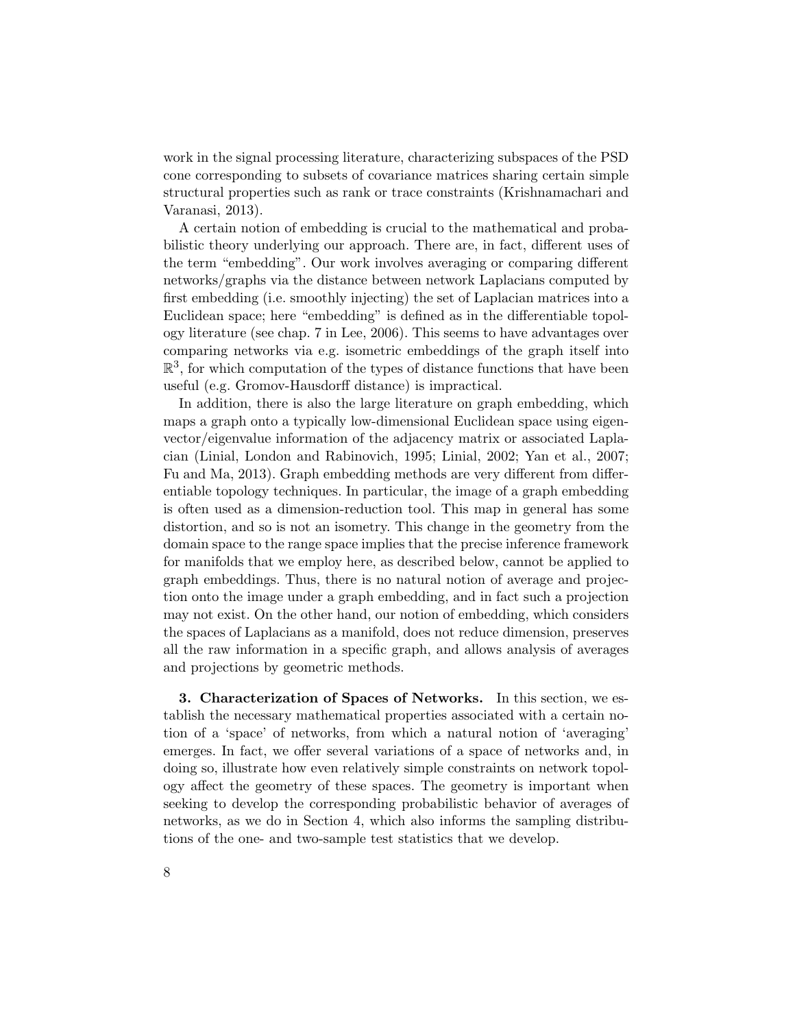work in the signal processing literature, characterizing subspaces of the PSD cone corresponding to subsets of covariance matrices sharing certain simple structural properties such as rank or trace constraints (Krishnamachari and Varanasi, 2013).

A certain notion of embedding is crucial to the mathematical and probabilistic theory underlying our approach. There are, in fact, different uses of the term "embedding". Our work involves averaging or comparing different networks/graphs via the distance between network Laplacians computed by first embedding (i.e. smoothly injecting) the set of Laplacian matrices into a Euclidean space; here "embedding" is defined as in the differentiable topology literature (see chap. 7 in Lee, 2006). This seems to have advantages over comparing networks via e.g. isometric embeddings of the graph itself into $\mathbb{R}^3$, for which computation of the types of distance functions that have been useful (e.g. Gromov-Hausdorff distance) is impractical.

In addition, there is also the large literature on graph embedding, which maps a graph onto a typically low-dimensional Euclidean space using eigenvector/eigenvalue information of the adjacency matrix or associated Laplacian (Linial, London and Rabinovich, 1995; Linial, 2002; Yan et al., 2007; Fu and Ma, 2013). Graph embedding methods are very different from differentiable topology techniques. In particular, the image of a graph embedding is often used as a dimension-reduction tool. This map in general has some distortion, and so is not an isometry. This change in the geometry from the domain space to the range space implies that the precise inference framework for manifolds that we employ here, as described below, cannot be applied to graph embeddings. Thus, there is no natural notion of average and projection onto the image under a graph embedding, and in fact such a projection may not exist. On the other hand, our notion of embedding, which considers the spaces of Laplacians as a manifold, does not reduce dimension, preserves all the raw information in a specific graph, and allows analysis of averages and projections by geometric methods.

## 3. Characterization of Spaces of Networks.

In this section, we establish the necessary mathematical properties associated with a certain notion of a 'space' of networks, from which a natural notion of 'averaging' emerges. In fact, we offer several variations of a space of networks and, in doing so, illustrate how even relatively simple constraints on network topology affect the geometry of these spaces. The geometry is important when seeking to develop the corresponding probabilistic behavior of averages of networks, as we do in Section 4, which also informs the sampling distributions of the one- and two-sample test statistics that we develop.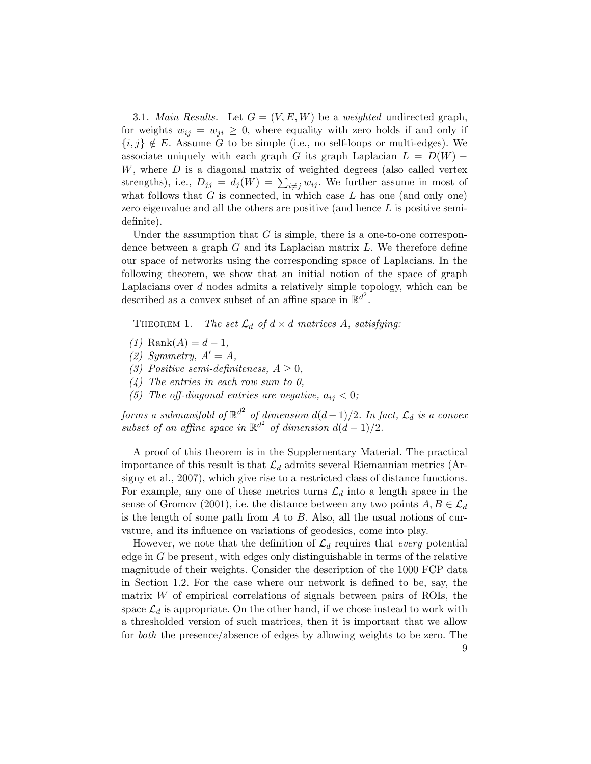3.1. *Main Results.* Let $G = (V, E, W)$ be a *weighted* undirected graph, for weights $w_{ij} = w_{ji} \geq 0$, where equality with zero holds if and only if $\{i, j\} \notin E$. Assume $G$ to be simple (i.e., no self-loops or multi-edges). We associate uniquely with each graph $G$ its graph Laplacian $L = D(W) - W$, where $D$ is a diagonal matrix of weighted degrees (also called vertex strengths), i.e., $D_{jj} = d_j(W) = \sum_{i \neq j} w_{ij}$. We further assume in most of what follows that $G$ is connected, in which case $L$ has one (and only one) zero eigenvalue and all the others are positive (and hence $L$ is positive semi-definite).

Under the assumption that $G$ is simple, there is a one-to-one correspondence between a graph $G$ and its Laplacian matrix $L$. We therefore define our space of networks using the corresponding space of Laplacians. In the following theorem, we show that an initial notion of the space of graph Laplacians over $d$ nodes admits a relatively simple topology, which can be described as a convex subset of an affine space in $\mathbb{R}^{d^2}$.

THEOREM 1. *The set $\mathcal{L}_d$ of $d \times d$ matrices $A$, satisfying:*

*(1)* $\operatorname{Rank}(A) = d - 1$,
*(2) Symmetry,* $A' = A$,
*(3) Positive semi-definiteness,* $A \geq 0$,
*(4) The entries in each row sum to 0,*
*(5) The off-diagonal entries are negative,* $a_{ij} < 0$;

*forms a submanifold of $\mathbb{R}^{d^2}$ of dimension $d(d-1)/2$. In fact, $\mathcal{L}_d$ is a convex subset of an affine space in $\mathbb{R}^{d^2}$ of dimension $d(d-1)/2$.*

A proof of this theorem is in the Supplementary Material. The practical importance of this result is that $\mathcal{L}_d$ admits several Riemannian metrics (Arsigny et al., 2007), which give rise to a restricted class of distance functions. For example, any one of these metrics turns $\mathcal{L}_d$ into a length space in the sense of Gromov (2001), i.e. the distance between any two points $A, B \in \mathcal{L}_d$ is the length of some path from $A$ to $B$. Also, all the usual notions of curvature, and its influence on variations of geodesics, come into play.

However, we note that the definition of $\mathcal{L}_d$ requires that *every* potential edge in $G$ be present, with edges only distinguishable in terms of the relative magnitude of their weights. Consider the description of the 1000 FCP data in Section 1.2. For the case where our network is defined to be, say, the matrix $W$ of empirical correlations of signals between pairs of ROIs, the space $\mathcal{L}_d$ is appropriate. On the other hand, if we chose instead to work with a thresholded version of such matrices, then it is important that we allow for *both* the presence/absence of edges by allowing weights to be zero. The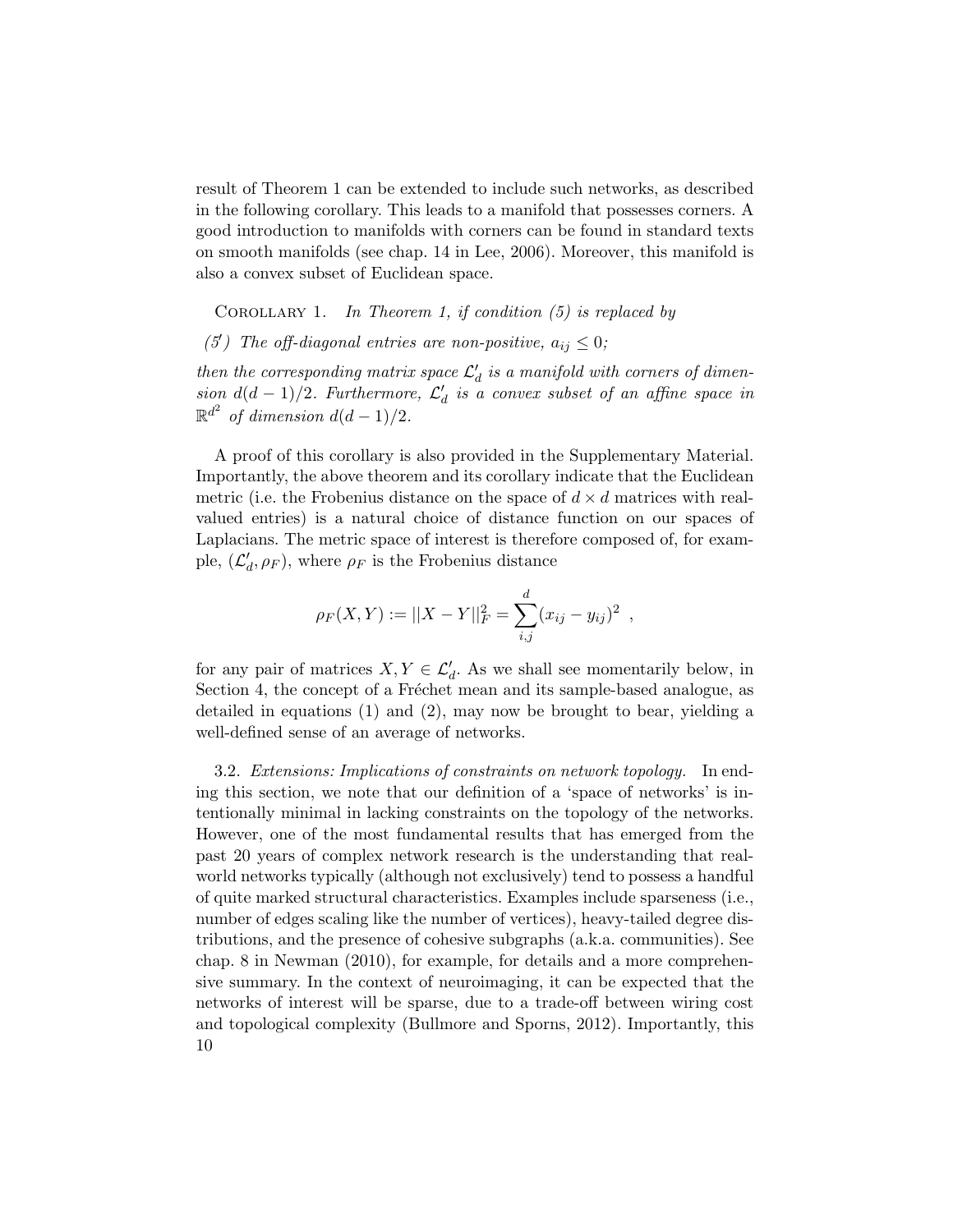result of Theorem 1 can be extended to include such networks, as described in the following corollary. This leads to a manifold that possesses corners. A good introduction to manifolds with corners can be found in standard texts on smooth manifolds (see chap. 14 in Lee, 2006). Moreover, this manifold is also a convex subset of Euclidean space.

Corollary 1. *In Theorem 1, if condition (5) is replaced by*

*(5′) The off-diagonal entries are non-positive, $a_{ij} \leq 0$;*

*then the corresponding matrix space $\mathcal{L}'_d$ is a manifold with corners of dimension $d(d-1)/2$. Furthermore, $\mathcal{L}'_d$ is a convex subset of an affine space in $\mathbb{R}^{d^2}$ of dimension $d(d-1)/2$.*

A proof of this corollary is also provided in the Supplementary Material. Importantly, the above theorem and its corollary indicate that the Euclidean metric (i.e. the Frobenius distance on the space of $d \times d$ matrices with real-valued entries) is a natural choice of distance function on our spaces of Laplacians. The metric space of interest is therefore composed of, for example, $(\mathcal{L}'_d, \rho_F)$, where $\rho_F$ is the Frobenius distance

$$\rho_F(X, Y) := ||X - Y||_F^2 = \sum_{i,j}^{d} (x_{ij} - y_{ij})^2 \ ,$$

for any pair of matrices $X, Y \in \mathcal{L}'_d$. As we shall see momentarily below, in Section 4, the concept of a Fréchet mean and its sample-based analogue, as detailed in equations (1) and (2), may now be brought to bear, yielding a well-defined sense of an average of networks.

3.2. *Extensions: Implications of constraints on network topology.* In ending this section, we note that our definition of a 'space of networks' is intentionally minimal in lacking constraints on the topology of the networks. However, one of the most fundamental results that has emerged from the past 20 years of complex network research is the understanding that real-world networks typically (although not exclusively) tend to possess a handful of quite marked structural characteristics. Examples include sparseness (i.e., number of edges scaling like the number of vertices), heavy-tailed degree distributions, and the presence of cohesive subgraphs (a.k.a. communities). See chap. 8 in Newman (2010), for example, for details and a more comprehensive summary. In the context of neuroimaging, it can be expected that the networks of interest will be sparse, due to a trade-off between wiring cost and topological complexity (Bullmore and Sporns, 2012). Importantly, this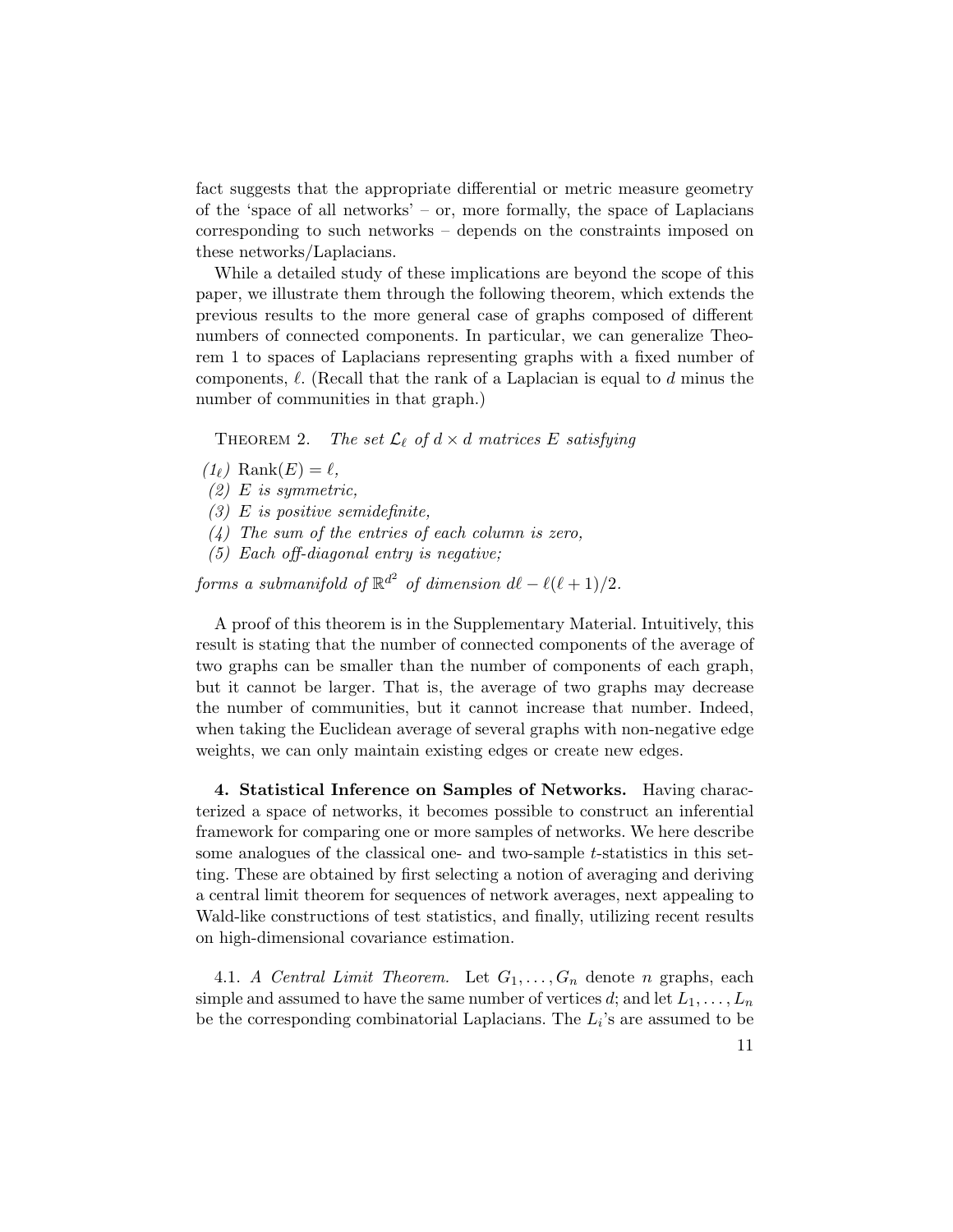fact suggests that the appropriate differential or metric measure geometry of the 'space of all networks' – or, more formally, the space of Laplacians corresponding to such networks – depends on the constraints imposed on these networks/Laplacians.

While a detailed study of these implications are beyond the scope of this paper, we illustrate them through the following theorem, which extends the previous results to the more general case of graphs composed of different numbers of connected components. In particular, we can generalize Theorem 1 to spaces of Laplacians representing graphs with a fixed number of components, $\ell$. (Recall that the rank of a Laplacian is equal to $d$ minus the number of communities in that graph.)

THEOREM 2. *The set $\mathcal{L}_\ell$ of $d \times d$ matrices $E$ satisfying*

- *($1_\ell$)* $\mathrm{Rank}(E) = \ell$,
- *(2) $E$ is symmetric,*
- *(3) $E$ is positive semidefinite,*
- *(4) The sum of the entries of each column is zero,*
- *(5) Each off-diagonal entry is negative;*

*forms a submanifold of $\mathbb{R}^{d^2}$ of dimension $d\ell - \ell(\ell+1)/2$.*

A proof of this theorem is in the Supplementary Material. Intuitively, this result is stating that the number of connected components of the average of two graphs can be smaller than the number of components of each graph, but it cannot be larger. That is, the average of two graphs may decrease the number of communities, but it cannot increase that number. Indeed, when taking the Euclidean average of several graphs with non-negative edge weights, we can only maintain existing edges or create new edges.

## 4. Statistical Inference on Samples of Networks.

Having characterized a space of networks, it becomes possible to construct an inferential framework for comparing one or more samples of networks. We here describe some analogues of the classical one- and two-sample $t$-statistics in this setting. These are obtained by first selecting a notion of averaging and deriving a central limit theorem for sequences of network averages, next appealing to Wald-like constructions of test statistics, and finally, utilizing recent results on high-dimensional covariance estimation.

### 4.1. *A Central Limit Theorem.*

Let $G_1, \ldots, G_n$ denote $n$ graphs, each simple and assumed to have the same number of vertices $d$; and let $L_1, \ldots, L_n$ be the corresponding combinatorial Laplacians. The $L_i$'s are assumed to be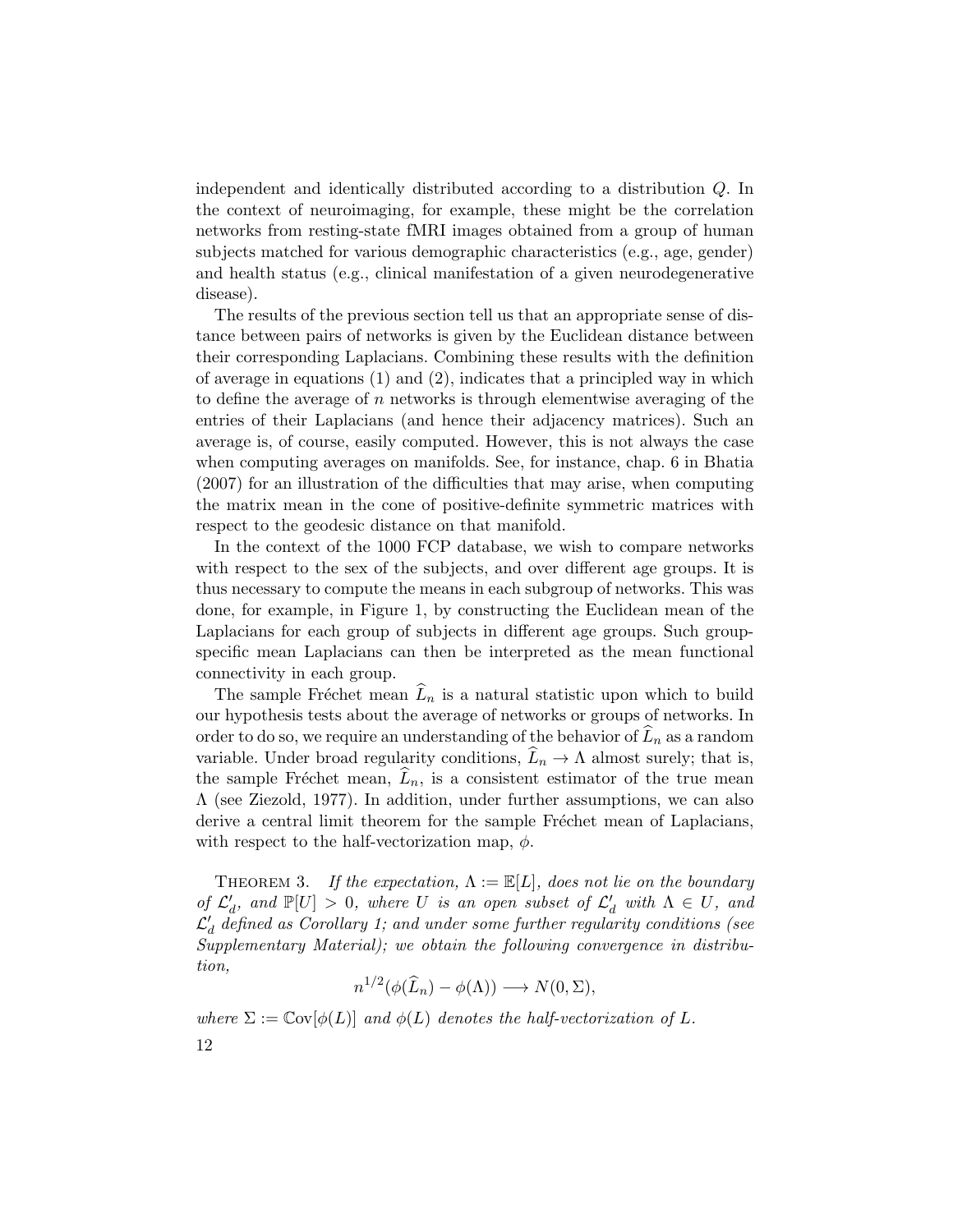independent and identically distributed according to a distribution $Q$. In the context of neuroimaging, for example, these might be the correlation networks from resting-state fMRI images obtained from a group of human subjects matched for various demographic characteristics (e.g., age, gender) and health status (e.g., clinical manifestation of a given neurodegenerative disease).

The results of the previous section tell us that an appropriate sense of distance between pairs of networks is given by the Euclidean distance between their corresponding Laplacians. Combining these results with the definition of average in equations (1) and (2), indicates that a principled way in which to define the average of $n$ networks is through elementwise averaging of the entries of their Laplacians (and hence their adjacency matrices). Such an average is, of course, easily computed. However, this is not always the case when computing averages on manifolds. See, for instance, chap. 6 in Bhatia (2007) for an illustration of the difficulties that may arise, when computing the matrix mean in the cone of positive-definite symmetric matrices with respect to the geodesic distance on that manifold.

In the context of the 1000 FCP database, we wish to compare networks with respect to the sex of the subjects, and over different age groups. It is thus necessary to compute the means in each subgroup of networks. This was done, for example, in Figure 1, by constructing the Euclidean mean of the Laplacians for each group of subjects in different age groups. Such group-specific mean Laplacians can then be interpreted as the mean functional connectivity in each group.

The sample Fréchet mean $\widehat{L}_n$ is a natural statistic upon which to build our hypothesis tests about the average of networks or groups of networks. In order to do so, we require an understanding of the behavior of $\widehat{L}_n$ as a random variable. Under broad regularity conditions, $\widehat{L}_n \to \Lambda$ almost surely; that is, the sample Fréchet mean, $\widehat{L}_n$, is a consistent estimator of the true mean $\Lambda$ (see Ziezold, 1977). In addition, under further assumptions, we can also derive a central limit theorem for the sample Fréchet mean of Laplacians, with respect to the half-vectorization map, $\phi$.

THEOREM 3. *If the expectation, $\Lambda := \mathbb{E}[L]$, does not lie on the boundary of $\mathcal{L}_d'$, and $\mathbb{P}[U] > 0$, where $U$ is an open subset of $\mathcal{L}_d'$ with $\Lambda \in U$, and $\mathcal{L}_d'$ defined as Corollary 1; and under some further regularity conditions (see Supplementary Material); we obtain the following convergence in distribution,*

$$n^{1/2}(\phi(\widehat{L}_n) - \phi(\Lambda)) \longrightarrow N(0, \Sigma),$$

*where $\Sigma := \mathbb{C}\mathrm{ov}[\phi(L)]$ and $\phi(L)$ denotes the half-vectorization of $L$.*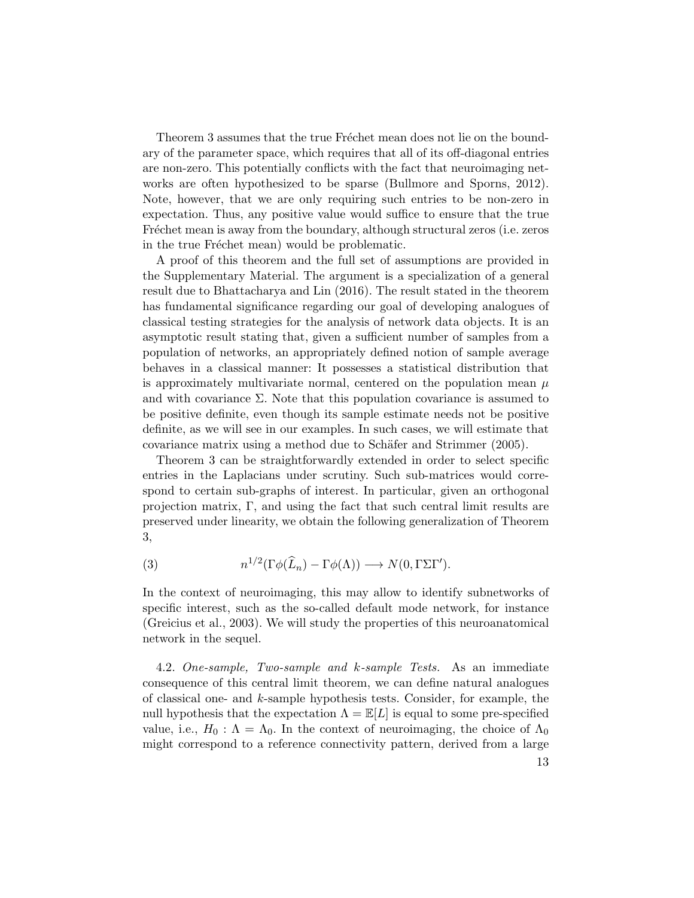Theorem 3 assumes that the true Fréchet mean does not lie on the boundary of the parameter space, which requires that all of its off-diagonal entries are non-zero. This potentially conflicts with the fact that neuroimaging networks are often hypothesized to be sparse (Bullmore and Sporns, 2012). Note, however, that we are only requiring such entries to be non-zero in expectation. Thus, any positive value would suffice to ensure that the true Fréchet mean is away from the boundary, although structural zeros (i.e. zeros in the true Fréchet mean) would be problematic.

A proof of this theorem and the full set of assumptions are provided in the Supplementary Material. The argument is a specialization of a general result due to Bhattacharya and Lin (2016). The result stated in the theorem has fundamental significance regarding our goal of developing analogues of classical testing strategies for the analysis of network data objects. It is an asymptotic result stating that, given a sufficient number of samples from a population of networks, an appropriately defined notion of sample average behaves in a classical manner: It possesses a statistical distribution that is approximately multivariate normal, centered on the population mean $\mu$ and with covariance $\Sigma$. Note that this population covariance is assumed to be positive definite, even though its sample estimate needs not be positive definite, as we will see in our examples. In such cases, we will estimate that covariance matrix using a method due to Schäfer and Strimmer (2005).

Theorem 3 can be straightforwardly extended in order to select specific entries in the Laplacians under scrutiny. Such sub-matrices would correspond to certain sub-graphs of interest. In particular, given an orthogonal projection matrix, $\Gamma$, and using the fact that such central limit results are preserved under linearity, we obtain the following generalization of Theorem 3,

$$n^{1/2}(\Gamma\phi(\widehat{L}_n) - \Gamma\phi(\Lambda)) \longrightarrow N(0, \Gamma\Sigma\Gamma'). \tag{3}$$

In the context of neuroimaging, this may allow to identify subnetworks of specific interest, such as the so-called default mode network, for instance (Greicius et al., 2003). We will study the properties of this neuroanatomical network in the sequel.

4.2. *One-sample, Two-sample and k-sample Tests.* As an immediate consequence of this central limit theorem, we can define natural analogues of classical one- and $k$-sample hypothesis tests. Consider, for example, the null hypothesis that the expectation $\Lambda = \mathbb{E}[L]$ is equal to some pre-specified value, i.e., $H_0 : \Lambda = \Lambda_0$. In the context of neuroimaging, the choice of $\Lambda_0$ might correspond to a reference connectivity pattern, derived from a large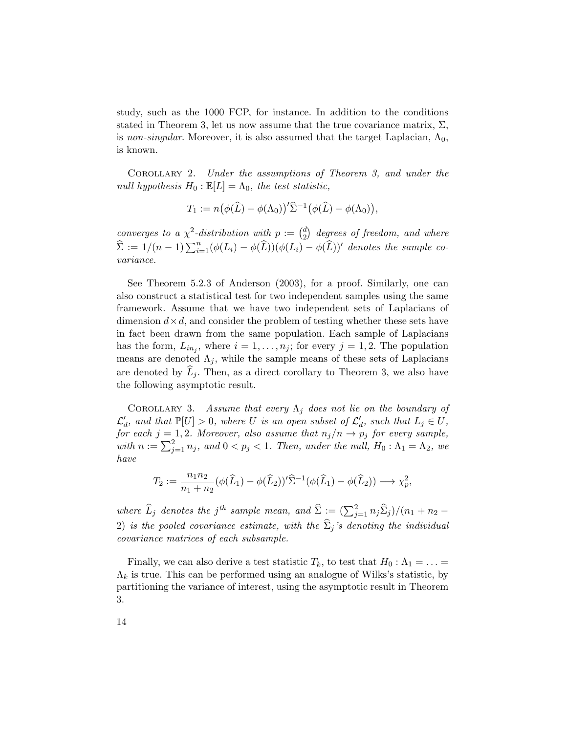study, such as the 1000 FCP, for instance. In addition to the conditions stated in Theorem 3, let us now assume that the true covariance matrix, $\Sigma$, is *non-singular*. Moreover, it is also assumed that the target Laplacian, $\Lambda_0$, is known.

COROLLARY 2. *Under the assumptions of Theorem 3, and under the null hypothesis $H_0 : \mathbb{E}[L] = \Lambda_0$, the test statistic,*

$$T_1 := n\big(\phi(\widehat{L}) - \phi(\Lambda_0)\big)'\widehat{\Sigma}^{-1}\big(\phi(\widehat{L}) - \phi(\Lambda_0)\big),$$

*converges to a $\chi^2$-distribution with $p := \binom{d}{2}$ degrees of freedom, and where $\widehat{\Sigma} := 1/(n-1)\sum_{i=1}^{n}(\phi(L_i) - \phi(\widehat{L}))(\phi(L_i) - \phi(\widehat{L}))'$ denotes the sample covariance.*

See Theorem 5.2.3 of Anderson (2003), for a proof. Similarly, one can also construct a statistical test for two independent samples using the same framework. Assume that we have two independent sets of Laplacians of dimension $d \times d$, and consider the problem of testing whether these sets have in fact been drawn from the same population. Each sample of Laplacians has the form, $L_{in_j}$, where $i = 1, \ldots, n_j$; for every $j = 1, 2$. The population means are denoted $\Lambda_j$, while the sample means of these sets of Laplacians are denoted by $\widehat{L}_j$. Then, as a direct corollary to Theorem 3, we also have the following asymptotic result.

COROLLARY 3. *Assume that every $\Lambda_j$ does not lie on the boundary of $\mathcal{L}'_d$, and that $\mathbb{P}[U] > 0$, where $U$ is an open subset of $\mathcal{L}'_d$, such that $L_j \in U$, for each $j = 1, 2$. Moreover, also assume that $n_j/n \to p_j$ for every sample, with $n := \sum_{j=1}^{2} n_j$, and $0 < p_j < 1$. Then, under the null, $H_0 : \Lambda_1 = \Lambda_2$, we have*

$$T_2 := \frac{n_1 n_2}{n_1 + n_2}(\phi(\widehat{L}_1) - \phi(\widehat{L}_2))'\widehat{\Sigma}^{-1}(\phi(\widehat{L}_1) - \phi(\widehat{L}_2)) \longrightarrow \chi^2_p,$$

*where $\widehat{L}_j$ denotes the $j^{th}$ sample mean, and $\widehat{\Sigma} := (\sum_{j=1}^{2} n_j \widehat{\Sigma}_j)/(n_1 + n_2 - 2)$ is the pooled covariance estimate, with the $\widehat{\Sigma}_j$'s denoting the individual covariance matrices of each subsample.*

Finally, we can also derive a test statistic $T_k$, to test that $H_0 : \Lambda_1 = \ldots = \Lambda_k$ is true. This can be performed using an analogue of Wilks's statistic, by partitioning the variance of interest, using the asymptotic result in Theorem 3.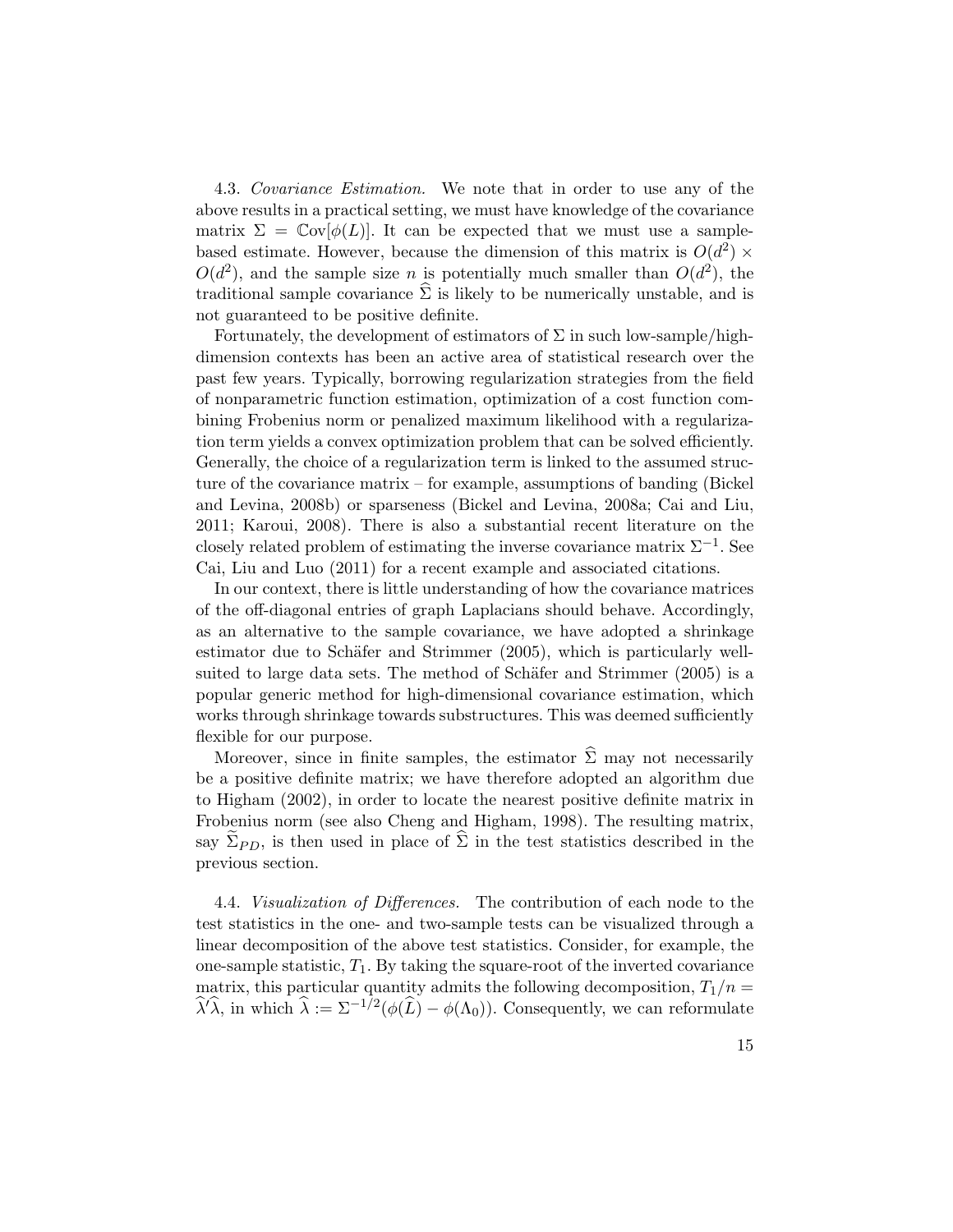4.3. *Covariance Estimation.* We note that in order to use any of the above results in a practical setting, we must have knowledge of the covariance matrix $\Sigma = \mathbb{C}\text{ov}[\phi(L)]$. It can be expected that we must use a sample-based estimate. However, because the dimension of this matrix is $O(d^2) \times O(d^2)$, and the sample size $n$ is potentially much smaller than $O(d^2)$, the traditional sample covariance $\widehat{\Sigma}$ is likely to be numerically unstable, and is not guaranteed to be positive definite.

Fortunately, the development of estimators of $\Sigma$ in such low-sample/high-dimension contexts has been an active area of statistical research over the past few years. Typically, borrowing regularization strategies from the field of nonparametric function estimation, optimization of a cost function combining Frobenius norm or penalized maximum likelihood with a regularization term yields a convex optimization problem that can be solved efficiently. Generally, the choice of a regularization term is linked to the assumed structure of the covariance matrix – for example, assumptions of banding (Bickel and Levina, 2008b) or sparseness (Bickel and Levina, 2008a; Cai and Liu, 2011; Karoui, 2008). There is also a substantial recent literature on the closely related problem of estimating the inverse covariance matrix $\Sigma^{-1}$. See Cai, Liu and Luo (2011) for a recent example and associated citations.

In our context, there is little understanding of how the covariance matrices of the off-diagonal entries of graph Laplacians should behave. Accordingly, as an alternative to the sample covariance, we have adopted a shrinkage estimator due to Schäfer and Strimmer (2005), which is particularly well-suited to large data sets. The method of Schäfer and Strimmer (2005) is a popular generic method for high-dimensional covariance estimation, which works through shrinkage towards substructures. This was deemed sufficiently flexible for our purpose.

Moreover, since in finite samples, the estimator $\widehat{\Sigma}$ may not necessarily be a positive definite matrix; we have therefore adopted an algorithm due to Higham (2002), in order to locate the nearest positive definite matrix in Frobenius norm (see also Cheng and Higham, 1998). The resulting matrix, say $\widetilde{\Sigma}_{PD}$, is then used in place of $\widehat{\Sigma}$ in the test statistics described in the previous section.

4.4. *Visualization of Differences.* The contribution of each node to the test statistics in the one- and two-sample tests can be visualized through a linear decomposition of the above test statistics. Consider, for example, the one-sample statistic, $T_1$. By taking the square-root of the inverted covariance matrix, this particular quantity admits the following decomposition, $T_1/n = \widehat{\lambda}'\widehat{\lambda}$, in which $\widehat{\lambda} := \Sigma^{-1/2}(\phi(\widehat{L}) - \phi(\Lambda_0))$. Consequently, we can reformulate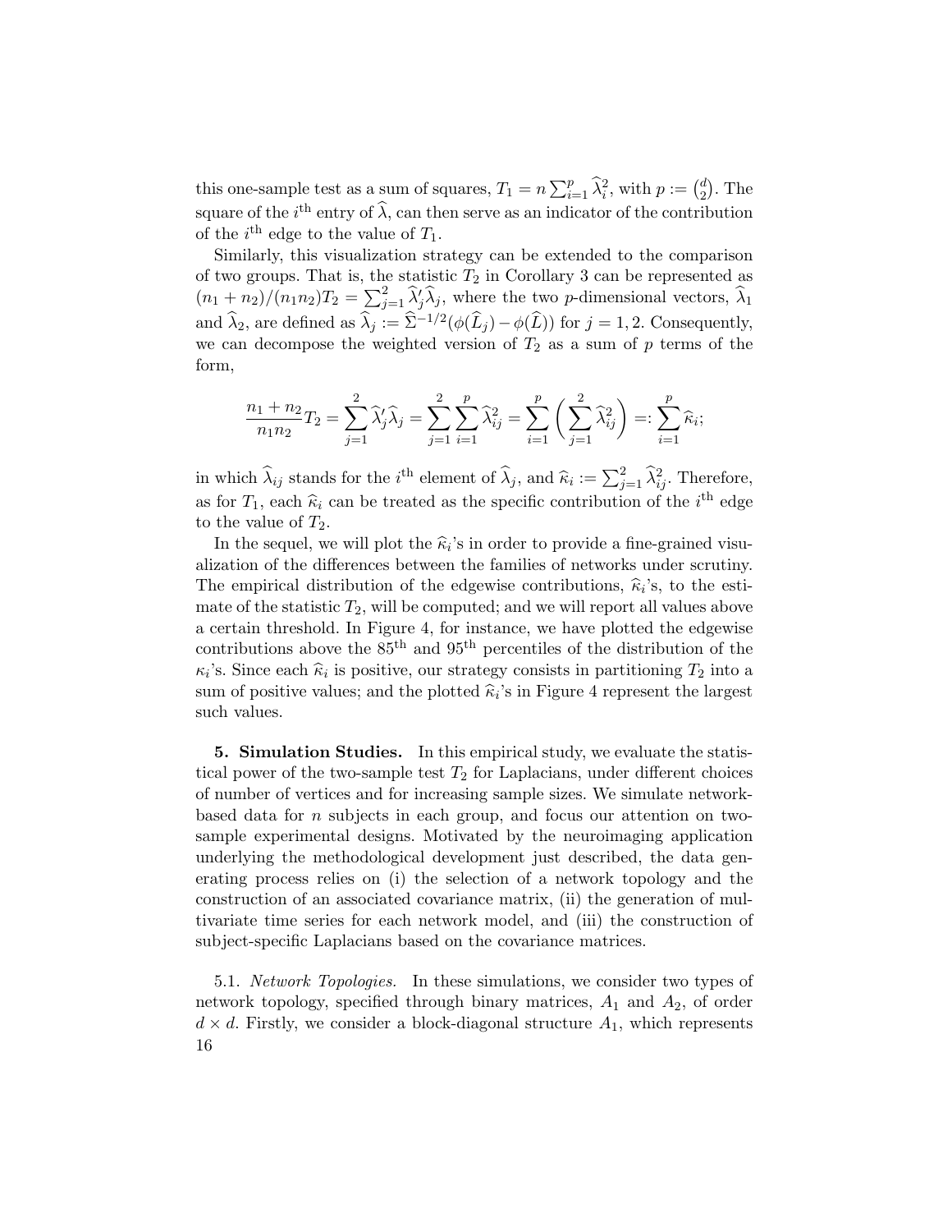this one-sample test as a sum of squares, $T_1 = n\sum_{i=1}^{p}\widehat{\lambda}_i^2$, with $p := \binom{d}{2}$. The square of the $i^{\text{th}}$ entry of $\widehat{\lambda}$, can then serve as an indicator of the contribution of the $i^{\text{th}}$ edge to the value of $T_1$.

Similarly, this visualization strategy can be extended to the comparison of two groups. That is, the statistic $T_2$ in Corollary 3 can be represented as $(n_1+n_2)/(n_1n_2)T_2 = \sum_{j=1}^{2}\widehat{\lambda}_j'\widehat{\lambda}_j$, where the two $p$-dimensional vectors, $\widehat{\lambda}_1$ and $\widehat{\lambda}_2$, are defined as $\widehat{\lambda}_j := \widehat{\Sigma}^{-1/2}(\phi(\widehat{L}_j) - \phi(\widehat{L}))$ for $j = 1, 2$. Consequently, we can decompose the weighted version of $T_2$ as a sum of $p$ terms of the form,

$$
\frac{n_1+n_2}{n_1n_2}T_2 = \sum_{j=1}^{2}\widehat{\lambda}_j'\widehat{\lambda}_j = \sum_{j=1}^{2}\sum_{i=1}^{p}\widehat{\lambda}_{ij}^2 = \sum_{i=1}^{p}\left(\sum_{j=1}^{2}\widehat{\lambda}_{ij}^2\right) =: \sum_{i=1}^{p}\widehat{\kappa}_i;
$$

in which $\widehat{\lambda}_{ij}$ stands for the $i^{\text{th}}$ element of $\widehat{\lambda}_j$, and $\widehat{\kappa}_i := \sum_{j=1}^{2}\widehat{\lambda}_{ij}^2$. Therefore, as for $T_1$, each $\widehat{\kappa}_i$ can be treated as the specific contribution of the $i^{\text{th}}$ edge to the value of $T_2$.

In the sequel, we will plot the $\widehat{\kappa}_i$'s in order to provide a fine-grained visualization of the differences between the families of networks under scrutiny. The empirical distribution of the edgewise contributions, $\widehat{\kappa}_i$'s, to the estimate of the statistic $T_2$, will be computed; and we will report all values above a certain threshold. In Figure 4, for instance, we have plotted the edgewise contributions above the $85^{\text{th}}$ and $95^{\text{th}}$ percentiles of the distribution of the $\kappa_i$'s. Since each $\widehat{\kappa}_i$ is positive, our strategy consists in partitioning $T_2$ into a sum of positive values; and the plotted $\widehat{\kappa}_i$'s in Figure 4 represent the largest such values.

**5. Simulation Studies.** In this empirical study, we evaluate the statistical power of the two-sample test $T_2$ for Laplacians, under different choices of number of vertices and for increasing sample sizes. We simulate network-based data for $n$ subjects in each group, and focus our attention on two-sample experimental designs. Motivated by the neuroimaging application underlying the methodological development just described, the data generating process relies on (i) the selection of a network topology and the construction of an associated covariance matrix, (ii) the generation of multivariate time series for each network model, and (iii) the construction of subject-specific Laplacians based on the covariance matrices.

5.1. *Network Topologies.* In these simulations, we consider two types of network topology, specified through binary matrices, $A_1$ and $A_2$, of order $d \times d$. Firstly, we consider a block-diagonal structure $A_1$, which represents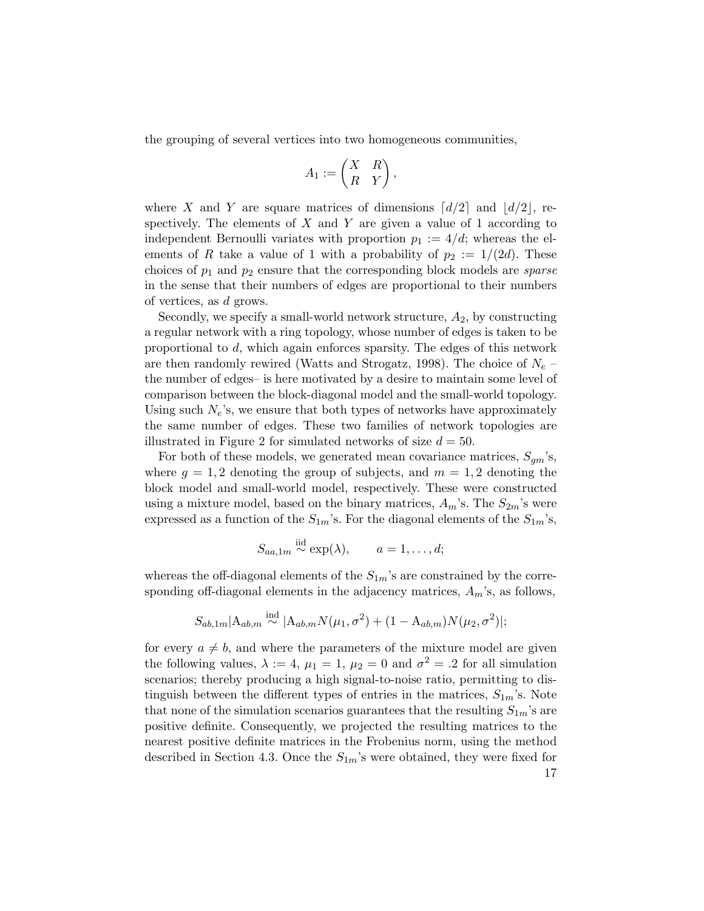the grouping of several vertices into two homogeneous communities,

$$A_1 := \begin{pmatrix} X & R \\ R & Y \end{pmatrix},$$

where $X$ and $Y$ are square matrices of dimensions $\lceil d/2 \rceil$ and $\lfloor d/2 \rfloor$, respectively. The elements of $X$ and $Y$ are given a value of 1 according to independent Bernoulli variates with proportion $p_1 := 4/d$; whereas the elements of $R$ take a value of 1 with a probability of $p_2 := 1/(2d)$. These choices of $p_1$ and $p_2$ ensure that the corresponding block models are *sparse* in the sense that their numbers of edges are proportional to their numbers of vertices, as $d$ grows.

Secondly, we specify a small-world network structure, $A_2$, by constructing a regular network with a ring topology, whose number of edges is taken to be proportional to $d$, which again enforces sparsity. The edges of this network are then randomly rewired (Watts and Strogatz, 1998). The choice of $N_e$ – the number of edges– is here motivated by a desire to maintain some level of comparison between the block-diagonal model and the small-world topology. Using such $N_e$'s, we ensure that both types of networks have approximately the same number of edges. These two families of network topologies are illustrated in Figure 2 for simulated networks of size $d = 50$.

For both of these models, we generated mean covariance matrices, $S_{gm}$'s, where $g = 1, 2$ denoting the group of subjects, and $m = 1, 2$ denoting the block model and small-world model, respectively. These were constructed using a mixture model, based on the binary matrices, $A_m$'s. The $S_{2m}$'s were expressed as a function of the $S_{1m}$'s. For the diagonal elements of the $S_{1m}$'s,

$$S_{aa,1m} \overset{\text{iid}}{\sim} \exp(\lambda), \qquad a = 1, \ldots, d;$$

whereas the off-diagonal elements of the $S_{1m}$'s are constrained by the corresponding off-diagonal elements in the adjacency matrices, $A_m$'s, as follows,

$$S_{ab,1m} | \mathrm{A}_{ab,m} \overset{\text{ind}}{\sim} |\mathrm{A}_{ab,m} N(\mu_1, \sigma^2) + (1 - \mathrm{A}_{ab,m}) N(\mu_2, \sigma^2)|;$$

for every $a \neq b$, and where the parameters of the mixture model are given the following values, $\lambda := 4$, $\mu_1 = 1$, $\mu_2 = 0$ and $\sigma^2 = .2$ for all simulation scenarios; thereby producing a high signal-to-noise ratio, permitting to distinguish between the different types of entries in the matrices, $S_{1m}$'s. Note that none of the simulation scenarios guarantees that the resulting $S_{1m}$'s are positive definite. Consequently, we projected the resulting matrices to the nearest positive definite matrices in the Frobenius norm, using the method described in Section 4.3. Once the $S_{1m}$'s were obtained, they were fixed for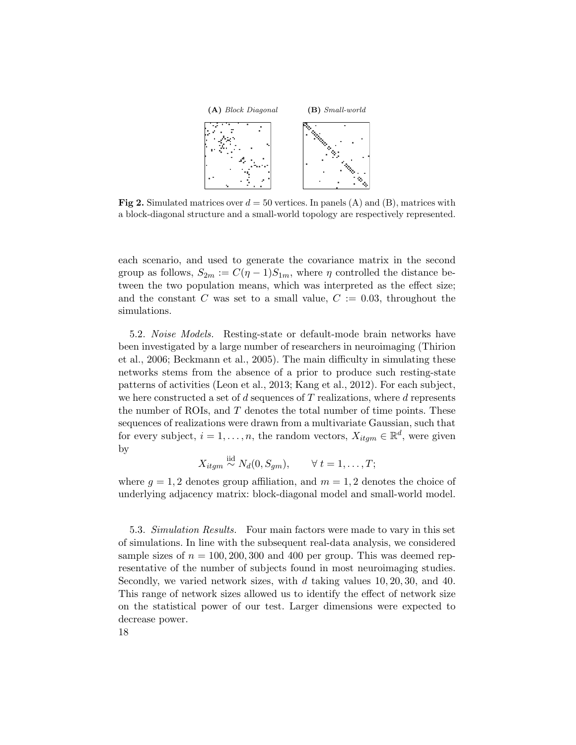**(A)** *Block Diagonal* **(B)** *Small-world*

**Fig 2.** Simulated matrices over $d = 50$ vertices. In panels (A) and (B), matrices with a block-diagonal structure and a small-world topology are respectively represented.

each scenario, and used to generate the covariance matrix in the second group as follows, $S_{2m} := C(\eta - 1)S_{1m}$, where $\eta$ controlled the distance between the two population means, which was interpreted as the effect size; and the constant $C$ was set to a small value, $C := 0.03$, throughout the simulations.

5.2. *Noise Models.* Resting-state or default-mode brain networks have been investigated by a large number of researchers in neuroimaging (Thirion et al., 2006; Beckmann et al., 2005). The main difficulty in simulating these networks stems from the absence of a prior to produce such resting-state patterns of activities (Leon et al., 2013; Kang et al., 2012). For each subject, we here constructed a set of $d$ sequences of $T$ realizations, where $d$ represents the number of ROIs, and $T$ denotes the total number of time points. These sequences of realizations were drawn from a multivariate Gaussian, such that for every subject, $i = 1, \ldots, n$, the random vectors, $X_{itgm} \in \mathbb{R}^d$, were given by

$$X_{itgm} \overset{\text{iid}}{\sim} N_d(0, S_{gm}), \qquad \forall\, t = 1, \ldots, T;$$

where $g = 1, 2$ denotes group affiliation, and $m = 1, 2$ denotes the choice of underlying adjacency matrix: block-diagonal model and small-world model.

5.3. *Simulation Results.* Four main factors were made to vary in this set of simulations. In line with the subsequent real-data analysis, we considered sample sizes of $n = 100, 200, 300$ and $400$ per group. This was deemed representative of the number of subjects found in most neuroimaging studies. Secondly, we varied network sizes, with $d$ taking values $10, 20, 30$, and $40$. This range of network sizes allowed us to identify the effect of network size on the statistical power of our test. Larger dimensions were expected to decrease power.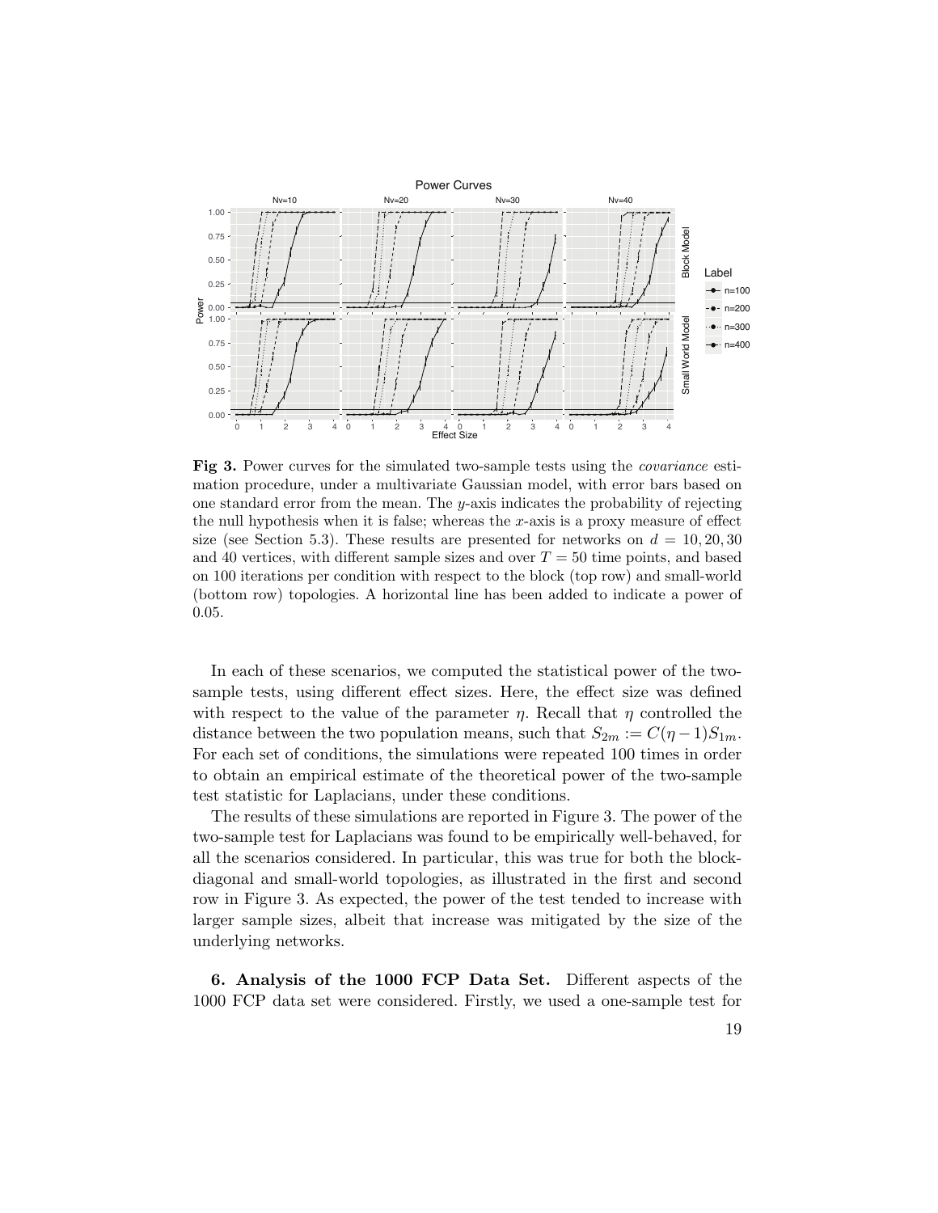**Fig 3.** Power curves for the simulated two-sample tests using the *covariance* estimation procedure, under a multivariate Gaussian model, with error bars based on one standard error from the mean. The $y$-axis indicates the probability of rejecting the null hypothesis when it is false; whereas the $x$-axis is a proxy measure of effect size (see Section 5.3). These results are presented for networks on $d = 10, 20, 30$ and 40 vertices, with different sample sizes and over $T = 50$ time points, and based on 100 iterations per condition with respect to the block (top row) and small-world (bottom row) topologies. A horizontal line has been added to indicate a power of 0.05.

In each of these scenarios, we computed the statistical power of the two-sample tests, using different effect sizes. Here, the effect size was defined with respect to the value of the parameter $\eta$. Recall that $\eta$ controlled the distance between the two population means, such that $S_{2m} := C(\eta - 1)S_{1m}$. For each set of conditions, the simulations were repeated 100 times in order to obtain an empirical estimate of the theoretical power of the two-sample test statistic for Laplacians, under these conditions.

The results of these simulations are reported in Figure 3. The power of the two-sample test for Laplacians was found to be empirically well-behaved, for all the scenarios considered. In particular, this was true for both the block-diagonal and small-world topologies, as illustrated in the first and second row in Figure 3. As expected, the power of the test tended to increase with larger sample sizes, albeit that increase was mitigated by the size of the underlying networks.

## 6. Analysis of the 1000 FCP Data Set.

Different aspects of the 1000 FCP data set were considered. Firstly, we used a one-sample test for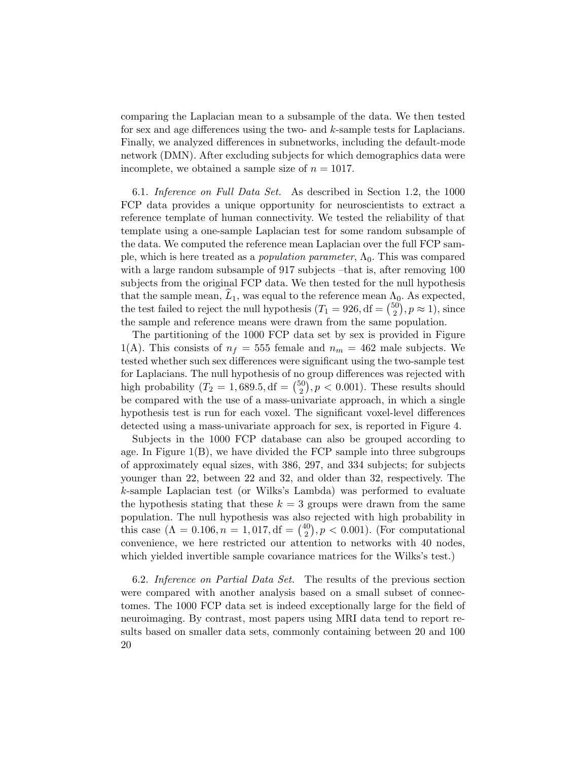comparing the Laplacian mean to a subsample of the data. We then tested for sex and age differences using the two- and $k$-sample tests for Laplacians. Finally, we analyzed differences in subnetworks, including the default-mode network (DMN). After excluding subjects for which demographics data were incomplete, we obtained a sample size of $n = 1017$.

6.1. *Inference on Full Data Set.* As described in Section 1.2, the 1000 FCP data provides a unique opportunity for neuroscientists to extract a reference template of human connectivity. We tested the reliability of that template using a one-sample Laplacian test for some random subsample of the data. We computed the reference mean Laplacian over the full FCP sample, which is here treated as a *population parameter*, $\Lambda_0$. This was compared with a large random subsample of 917 subjects –that is, after removing 100 subjects from the original FCP data. We then tested for the null hypothesis that the sample mean, $\widehat{L}_1$, was equal to the reference mean $\Lambda_0$. As expected, the test failed to reject the null hypothesis ($T_1 = 926, \mathrm{df} = \binom{50}{2}, p \approx 1$), since the sample and reference means were drawn from the same population.

The partitioning of the 1000 FCP data set by sex is provided in Figure 1(A). This consists of $n_f = 555$ female and $n_m = 462$ male subjects. We tested whether such sex differences were significant using the two-sample test for Laplacians. The null hypothesis of no group differences was rejected with high probability ($T_2 = 1,689.5, \mathrm{df} = \binom{50}{2}, p < 0.001$). These results should be compared with the use of a mass-univariate approach, in which a single hypothesis test is run for each voxel. The significant voxel-level differences detected using a mass-univariate approach for sex, is reported in Figure 4.

Subjects in the 1000 FCP database can also be grouped according to age. In Figure 1(B), we have divided the FCP sample into three subgroups of approximately equal sizes, with 386, 297, and 334 subjects; for subjects younger than 22, between 22 and 32, and older than 32, respectively. The $k$-sample Laplacian test (or Wilks's Lambda) was performed to evaluate the hypothesis stating that these $k = 3$ groups were drawn from the same population. The null hypothesis was also rejected with high probability in this case ($\Lambda = 0.106, n = 1,017, \mathrm{df} = \binom{40}{2}, p < 0.001$). (For computational convenience, we here restricted our attention to networks with 40 nodes, which yielded invertible sample covariance matrices for the Wilks's test.)

6.2. *Inference on Partial Data Set.* The results of the previous section were compared with another analysis based on a small subset of connectomes. The 1000 FCP data set is indeed exceptionally large for the field of neuroimaging. By contrast, most papers using MRI data tend to report results based on smaller data sets, commonly containing between 20 and 100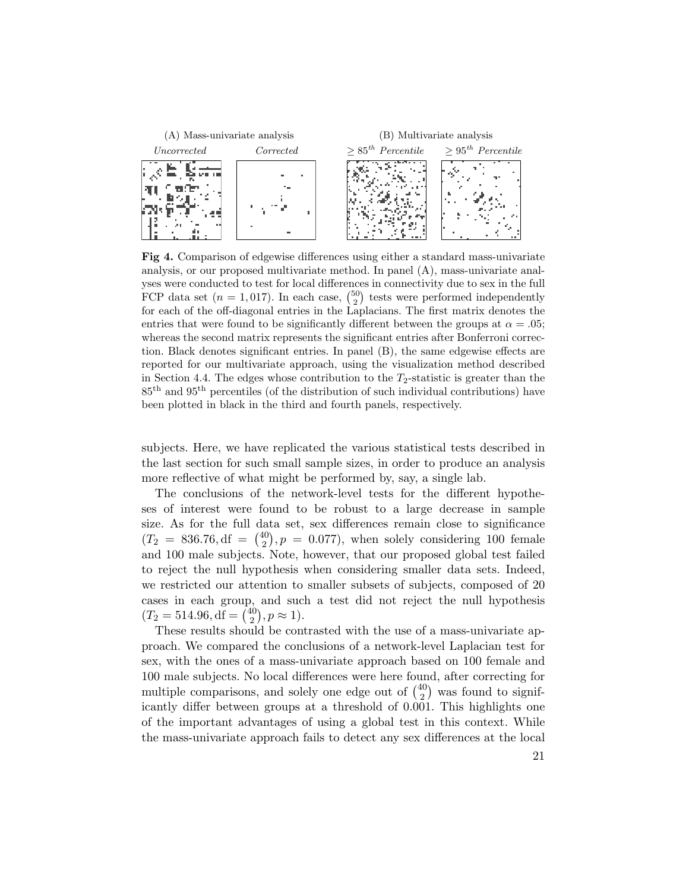(A) Mass-univariate analysis — *Uncorrected*, *Corrected*

(B) Multivariate analysis — $\geq 85^{th}$ *Percentile*, $\geq 95^{th}$ *Percentile*

**Fig 4.** Comparison of edgewise differences using either a standard mass-univariate analysis, or our proposed multivariate method. In panel (A), mass-univariate analyses were conducted to test for local differences in connectivity due to sex in the full FCP data set ($n = 1,017$). In each case, $\binom{50}{2}$ tests were performed independently for each of the off-diagonal entries in the Laplacians. The first matrix denotes the entries that were found to be significantly different between the groups at $\alpha = .05$; whereas the second matrix represents the significant entries after Bonferroni correction. Black denotes significant entries. In panel (B), the same edgewise effects are reported for our multivariate approach, using the visualization method described in Section 4.4. The edges whose contribution to the $T_2$-statistic is greater than the $85^{\text{th}}$ and $95^{\text{th}}$ percentiles (of the distribution of such individual contributions) have been plotted in black in the third and fourth panels, respectively.

subjects. Here, we have replicated the various statistical tests described in the last section for such small sample sizes, in order to produce an analysis more reflective of what might be performed by, say, a single lab.

The conclusions of the network-level tests for the different hypotheses of interest were found to be robust to a large decrease in sample size. As for the full data set, sex differences remain close to significance ($T_2 = 836.76, \text{df} = \binom{40}{2}, p = 0.077$), when solely considering 100 female and 100 male subjects. Note, however, that our proposed global test failed to reject the null hypothesis when considering smaller data sets. Indeed, we restricted our attention to smaller subsets of subjects, composed of 20 cases in each group, and such a test did not reject the null hypothesis ($T_2 = 514.96, \text{df} = \binom{40}{2}, p \approx 1$).

These results should be contrasted with the use of a mass-univariate approach. We compared the conclusions of a network-level Laplacian test for sex, with the ones of a mass-univariate approach based on 100 female and 100 male subjects. No local differences were here found, after correcting for multiple comparisons, and solely one edge out of $\binom{40}{2}$ was found to significantly differ between groups at a threshold of 0.001. This highlights one of the important advantages of using a global test in this context. While the mass-univariate approach fails to detect any sex differences at the local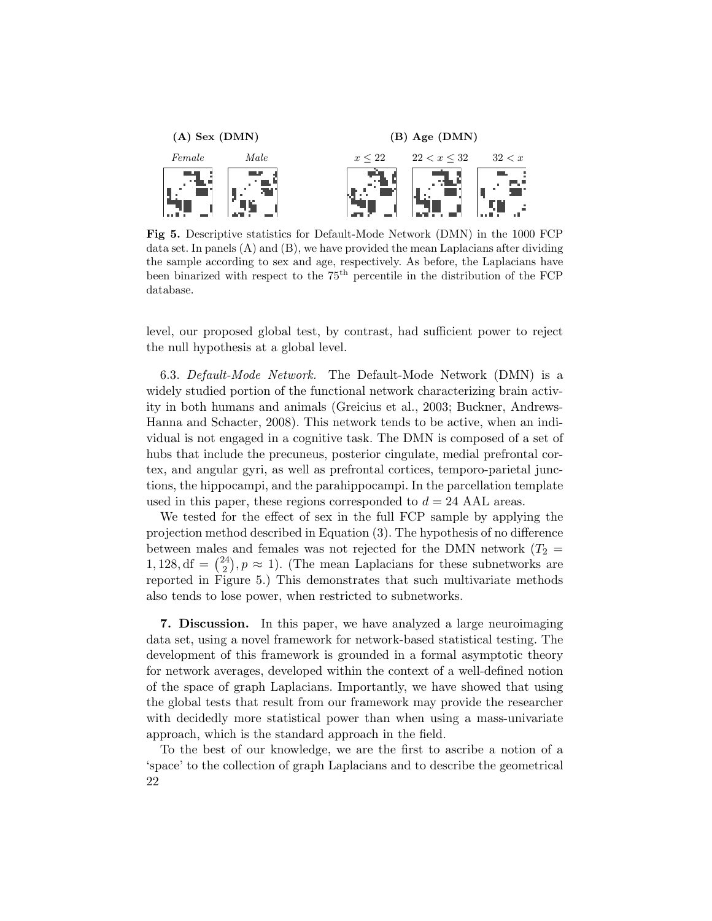**(A) Sex (DMN)** **(B) Age (DMN)**

*Female* *Male* $x \leq 22$ $22 < x \leq 32$ $32 < x$

**Fig 5.** Descriptive statistics for Default-Mode Network (DMN) in the 1000 FCP data set. In panels (A) and (B), we have provided the mean Laplacians after dividing the sample according to sex and age, respectively. As before, the Laplacians have been binarized with respect to the $75^{\text{th}}$ percentile in the distribution of the FCP database.

level, our proposed global test, by contrast, had sufficient power to reject the null hypothesis at a global level.

6.3. *Default-Mode Network.* The Default-Mode Network (DMN) is a widely studied portion of the functional network characterizing brain activity in both humans and animals (Greicius et al., 2003; Buckner, Andrews-Hanna and Schacter, 2008). This network tends to be active, when an individual is not engaged in a cognitive task. The DMN is composed of a set of hubs that include the precuneus, posterior cingulate, medial prefrontal cortex, and angular gyri, as well as prefrontal cortices, temporo-parietal junctions, the hippocampi, and the parahippocampi. In the parcellation template used in this paper, these regions corresponded to $d = 24$ AAL areas.

We tested for the effect of sex in the full FCP sample by applying the projection method described in Equation (3). The hypothesis of no difference between males and females was not rejected for the DMN network ($T_2 = 1,128, \text{df} = \binom{24}{2}, p \approx 1$). (The mean Laplacians for these subnetworks are reported in Figure 5.) This demonstrates that such multivariate methods also tends to lose power, when restricted to subnetworks.

## 7. Discussion.

In this paper, we have analyzed a large neuroimaging data set, using a novel framework for network-based statistical testing. The development of this framework is grounded in a formal asymptotic theory for network averages, developed within the context of a well-defined notion of the space of graph Laplacians. Importantly, we have showed that using the global tests that result from our framework may provide the researcher with decidedly more statistical power than when using a mass-univariate approach, which is the standard approach in the field.

To the best of our knowledge, we are the first to ascribe a notion of a 'space' to the collection of graph Laplacians and to describe the geometrical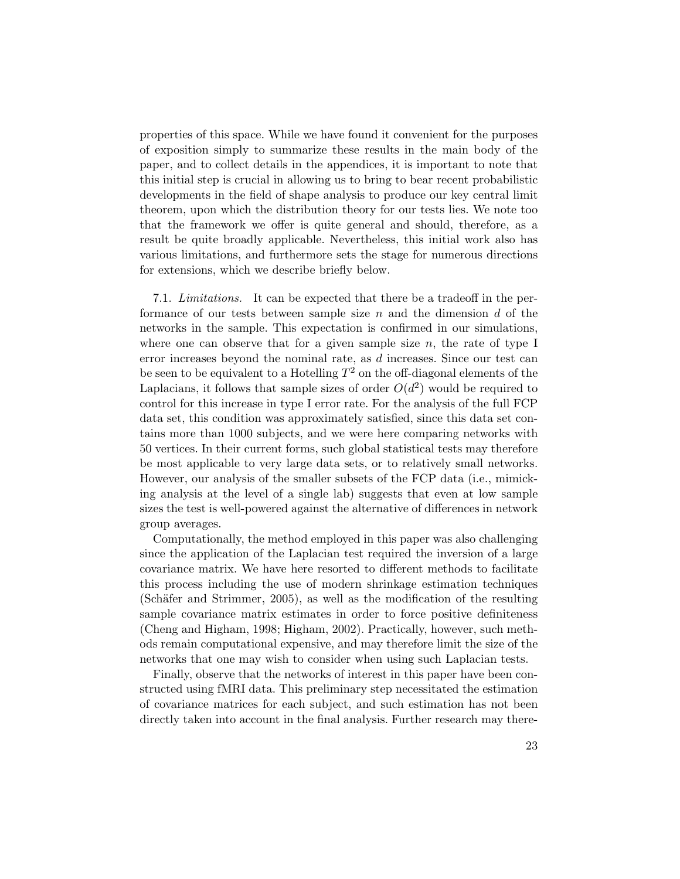properties of this space. While we have found it convenient for the purposes of exposition simply to summarize these results in the main body of the paper, and to collect details in the appendices, it is important to note that this initial step is crucial in allowing us to bring to bear recent probabilistic developments in the field of shape analysis to produce our key central limit theorem, upon which the distribution theory for our tests lies. We note too that the framework we offer is quite general and should, therefore, as a result be quite broadly applicable. Nevertheless, this initial work also has various limitations, and furthermore sets the stage for numerous directions for extensions, which we describe briefly below.

7.1. *Limitations.* It can be expected that there be a tradeoff in the performance of our tests between sample size $n$ and the dimension $d$ of the networks in the sample. This expectation is confirmed in our simulations, where one can observe that for a given sample size $n$, the rate of type I error increases beyond the nominal rate, as $d$ increases. Since our test can be seen to be equivalent to a Hotelling $T^2$ on the off-diagonal elements of the Laplacians, it follows that sample sizes of order $O(d^2)$ would be required to control for this increase in type I error rate. For the analysis of the full FCP data set, this condition was approximately satisfied, since this data set contains more than 1000 subjects, and we were here comparing networks with 50 vertices. In their current forms, such global statistical tests may therefore be most applicable to very large data sets, or to relatively small networks. However, our analysis of the smaller subsets of the FCP data (i.e., mimicking analysis at the level of a single lab) suggests that even at low sample sizes the test is well-powered against the alternative of differences in network group averages.

Computationally, the method employed in this paper was also challenging since the application of the Laplacian test required the inversion of a large covariance matrix. We have here resorted to different methods to facilitate this process including the use of modern shrinkage estimation techniques (Schäfer and Strimmer, 2005), as well as the modification of the resulting sample covariance matrix estimates in order to force positive definiteness (Cheng and Higham, 1998; Higham, 2002). Practically, however, such methods remain computational expensive, and may therefore limit the size of the networks that one may wish to consider when using such Laplacian tests.

Finally, observe that the networks of interest in this paper have been constructed using fMRI data. This preliminary step necessitated the estimation of covariance matrices for each subject, and such estimation has not been directly taken into account in the final analysis. Further research may there-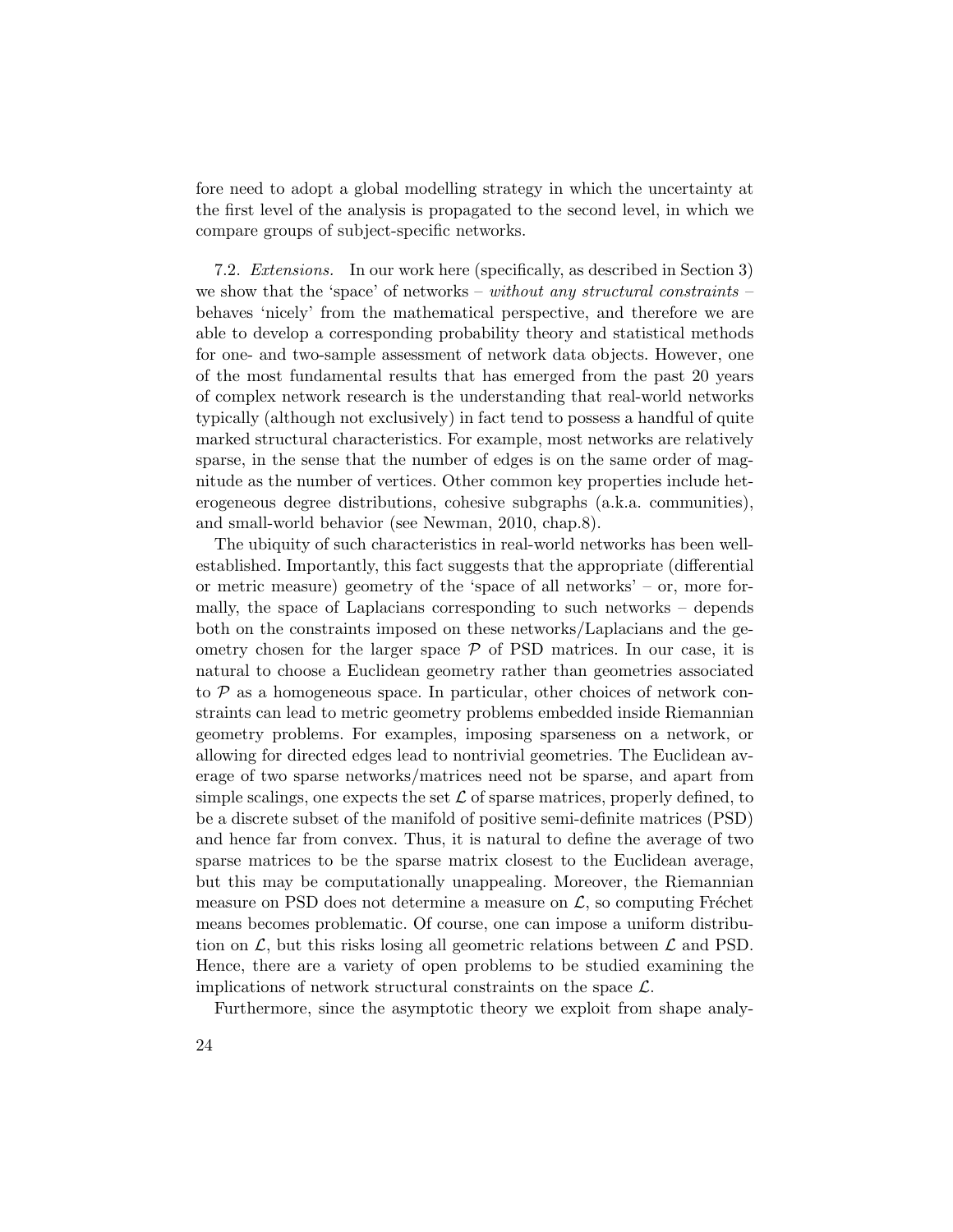fore need to adopt a global modelling strategy in which the uncertainty at the first level of the analysis is propagated to the second level, in which we compare groups of subject-specific networks.

7.2. *Extensions.* In our work here (specifically, as described in Section 3) we show that the 'space' of networks – *without any structural constraints* – behaves 'nicely' from the mathematical perspective, and therefore we are able to develop a corresponding probability theory and statistical methods for one- and two-sample assessment of network data objects. However, one of the most fundamental results that has emerged from the past 20 years of complex network research is the understanding that real-world networks typically (although not exclusively) in fact tend to possess a handful of quite marked structural characteristics. For example, most networks are relatively sparse, in the sense that the number of edges is on the same order of magnitude as the number of vertices. Other common key properties include heterogeneous degree distributions, cohesive subgraphs (a.k.a. communities), and small-world behavior (see Newman, 2010, chap.8).

The ubiquity of such characteristics in real-world networks has been well-established. Importantly, this fact suggests that the appropriate (differential or metric measure) geometry of the 'space of all networks' – or, more formally, the space of Laplacians corresponding to such networks – depends both on the constraints imposed on these networks/Laplacians and the geometry chosen for the larger space $\mathcal{P}$ of PSD matrices. In our case, it is natural to choose a Euclidean geometry rather than geometries associated to $\mathcal{P}$ as a homogeneous space. In particular, other choices of network constraints can lead to metric geometry problems embedded inside Riemannian geometry problems. For examples, imposing sparseness on a network, or allowing for directed edges lead to nontrivial geometries. The Euclidean average of two sparse networks/matrices need not be sparse, and apart from simple scalings, one expects the set $\mathcal{L}$ of sparse matrices, properly defined, to be a discrete subset of the manifold of positive semi-definite matrices (PSD) and hence far from convex. Thus, it is natural to define the average of two sparse matrices to be the sparse matrix closest to the Euclidean average, but this may be computationally unappealing. Moreover, the Riemannian measure on PSD does not determine a measure on $\mathcal{L}$, so computing Fréchet means becomes problematic. Of course, one can impose a uniform distribution on $\mathcal{L}$, but this risks losing all geometric relations between $\mathcal{L}$ and PSD. Hence, there are a variety of open problems to be studied examining the implications of network structural constraints on the space $\mathcal{L}$.

Furthermore, since the asymptotic theory we exploit from shape analy-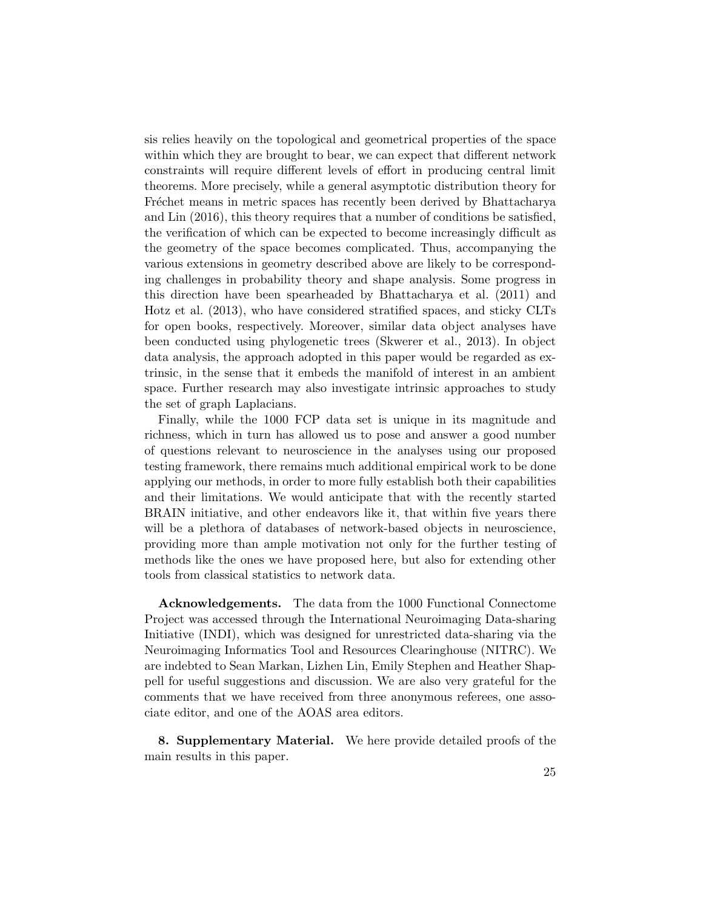sis relies heavily on the topological and geometrical properties of the space within which they are brought to bear, we can expect that different network constraints will require different levels of effort in producing central limit theorems. More precisely, while a general asymptotic distribution theory for Fréchet means in metric spaces has recently been derived by Bhattacharya and Lin (2016), this theory requires that a number of conditions be satisfied, the verification of which can be expected to become increasingly difficult as the geometry of the space becomes complicated. Thus, accompanying the various extensions in geometry described above are likely to be corresponding challenges in probability theory and shape analysis. Some progress in this direction have been spearheaded by Bhattacharya et al. (2011) and Hotz et al. (2013), who have considered stratified spaces, and sticky CLTs for open books, respectively. Moreover, similar data object analyses have been conducted using phylogenetic trees (Skwerer et al., 2013). In object data analysis, the approach adopted in this paper would be regarded as extrinsic, in the sense that it embeds the manifold of interest in an ambient space. Further research may also investigate intrinsic approaches to study the set of graph Laplacians.

Finally, while the 1000 FCP data set is unique in its magnitude and richness, which in turn has allowed us to pose and answer a good number of questions relevant to neuroscience in the analyses using our proposed testing framework, there remains much additional empirical work to be done applying our methods, in order to more fully establish both their capabilities and their limitations. We would anticipate that with the recently started BRAIN initiative, and other endeavors like it, that within five years there will be a plethora of databases of network-based objects in neuroscience, providing more than ample motivation not only for the further testing of methods like the ones we have proposed here, but also for extending other tools from classical statistics to network data.

**Acknowledgements.** The data from the 1000 Functional Connectome Project was accessed through the International Neuroimaging Data-sharing Initiative (INDI), which was designed for unrestricted data-sharing via the Neuroimaging Informatics Tool and Resources Clearinghouse (NITRC). We are indebted to Sean Markan, Lizhen Lin, Emily Stephen and Heather Shappell for useful suggestions and discussion. We are also very grateful for the comments that we have received from three anonymous referees, one associate editor, and one of the AOAS area editors.

**8. Supplementary Material.** We here provide detailed proofs of the main results in this paper.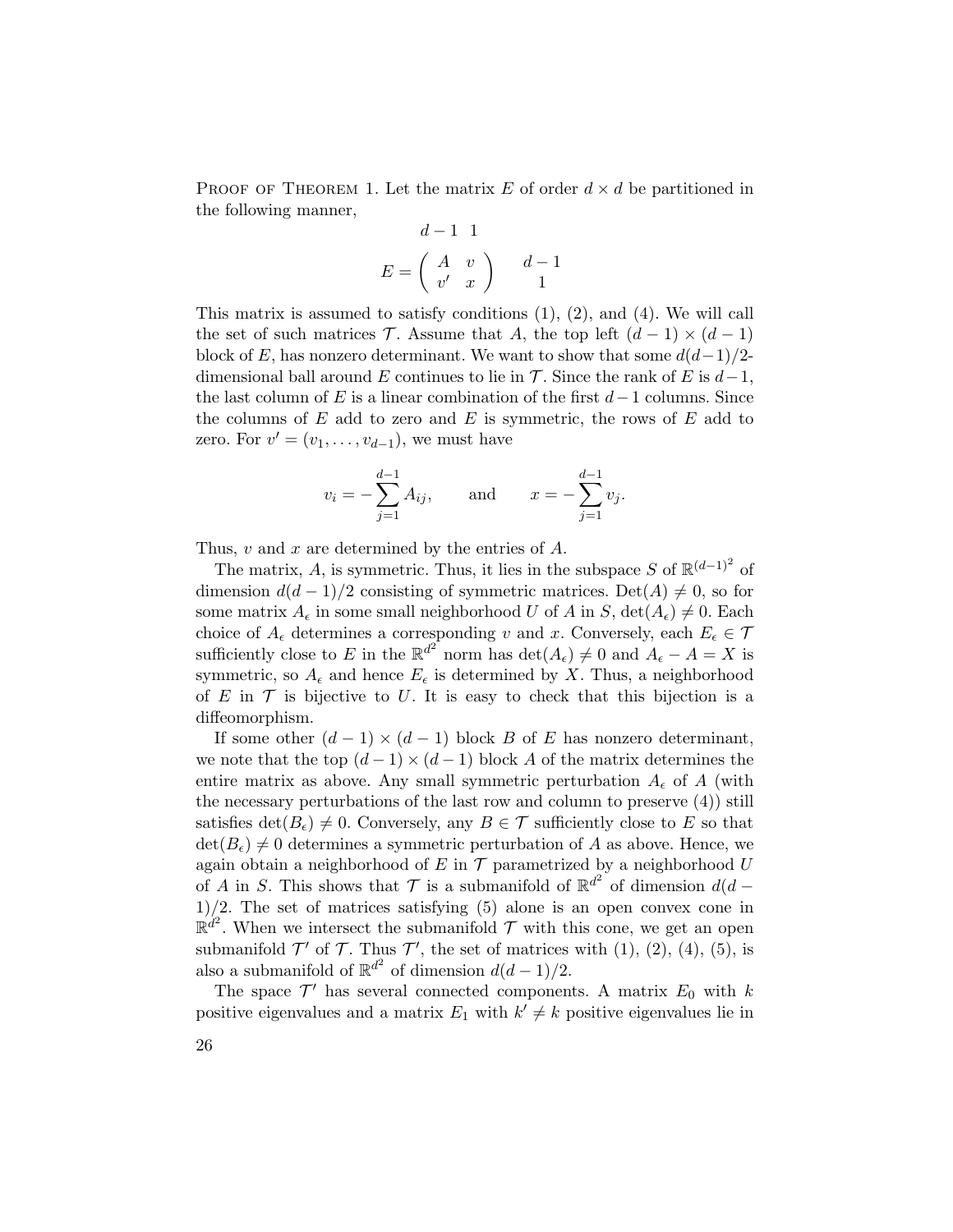Proof of Theorem 1. Let the matrix $E$ of order $d \times d$ be partitioned in the following manner,

$$
E = \begin{array}{c} \begin{array}{cc} d-1 & 1 \end{array} \\ \left( \begin{array}{cc} A & v \\ v' & x \end{array} \right) \end{array} \quad \begin{array}{c} d-1 \\ 1 \end{array}
$$

This matrix is assumed to satisfy conditions (1), (2), and (4). We will call the set of such matrices $\mathcal{T}$. Assume that $A$, the top left $(d-1) \times (d-1)$ block of $E$, has nonzero determinant. We want to show that some $d(d-1)/2$-dimensional ball around $E$ continues to lie in $\mathcal{T}$. Since the rank of $E$ is $d-1$, the last column of $E$ is a linear combination of the first $d-1$ columns. Since the columns of $E$ add to zero and $E$ is symmetric, the rows of $E$ add to zero. For $v' = (v_1, \ldots, v_{d-1})$, we must have

$$
v_i = -\sum_{j=1}^{d-1} A_{ij}, \qquad \text{and} \qquad x = -\sum_{j=1}^{d-1} v_j.
$$

Thus, $v$ and $x$ are determined by the entries of $A$.

The matrix, $A$, is symmetric. Thus, it lies in the subspace $S$ of $\mathbb{R}^{(d-1)^2}$ of dimension $d(d-1)/2$ consisting of symmetric matrices. $\text{Det}(A) \neq 0$, so for some matrix $A_\epsilon$ in some small neighborhood $U$ of $A$ in $S$, $\det(A_\epsilon) \neq 0$. Each choice of $A_\epsilon$ determines a corresponding $v$ and $x$. Conversely, each $E_\epsilon \in \mathcal{T}$ sufficiently close to $E$ in the $\mathbb{R}^{d^2}$ norm has $\det(A_\epsilon) \neq 0$ and $A_\epsilon - A = X$ is symmetric, so $A_\epsilon$ and hence $E_\epsilon$ is determined by $X$. Thus, a neighborhood of $E$ in $\mathcal{T}$ is bijective to $U$. It is easy to check that this bijection is a diffeomorphism.

If some other $(d-1) \times (d-1)$ block $B$ of $E$ has nonzero determinant, we note that the top $(d-1) \times (d-1)$ block $A$ of the matrix determines the entire matrix as above. Any small symmetric perturbation $A_\epsilon$ of $A$ (with the necessary perturbations of the last row and column to preserve (4)) still satisfies $\det(B_\epsilon) \neq 0$. Conversely, any $B \in \mathcal{T}$ sufficiently close to $E$ so that $\det(B_\epsilon) \neq 0$ determines a symmetric perturbation of $A$ as above. Hence, we again obtain a neighborhood of $E$ in $\mathcal{T}$ parametrized by a neighborhood $U$ of $A$ in $S$. This shows that $\mathcal{T}$ is a submanifold of $\mathbb{R}^{d^2}$ of dimension $d(d-1)/2$. The set of matrices satisfying (5) alone is an open convex cone in $\mathbb{R}^{d^2}$. When we intersect the submanifold $\mathcal{T}$ with this cone, we get an open submanifold $\mathcal{T}'$ of $\mathcal{T}$. Thus $\mathcal{T}'$, the set of matrices with (1), (2), (4), (5), is also a submanifold of $\mathbb{R}^{d^2}$ of dimension $d(d-1)/2$.

The space $\mathcal{T}'$ has several connected components. A matrix $E_0$ with $k$ positive eigenvalues and a matrix $E_1$ with $k' \neq k$ positive eigenvalues lie in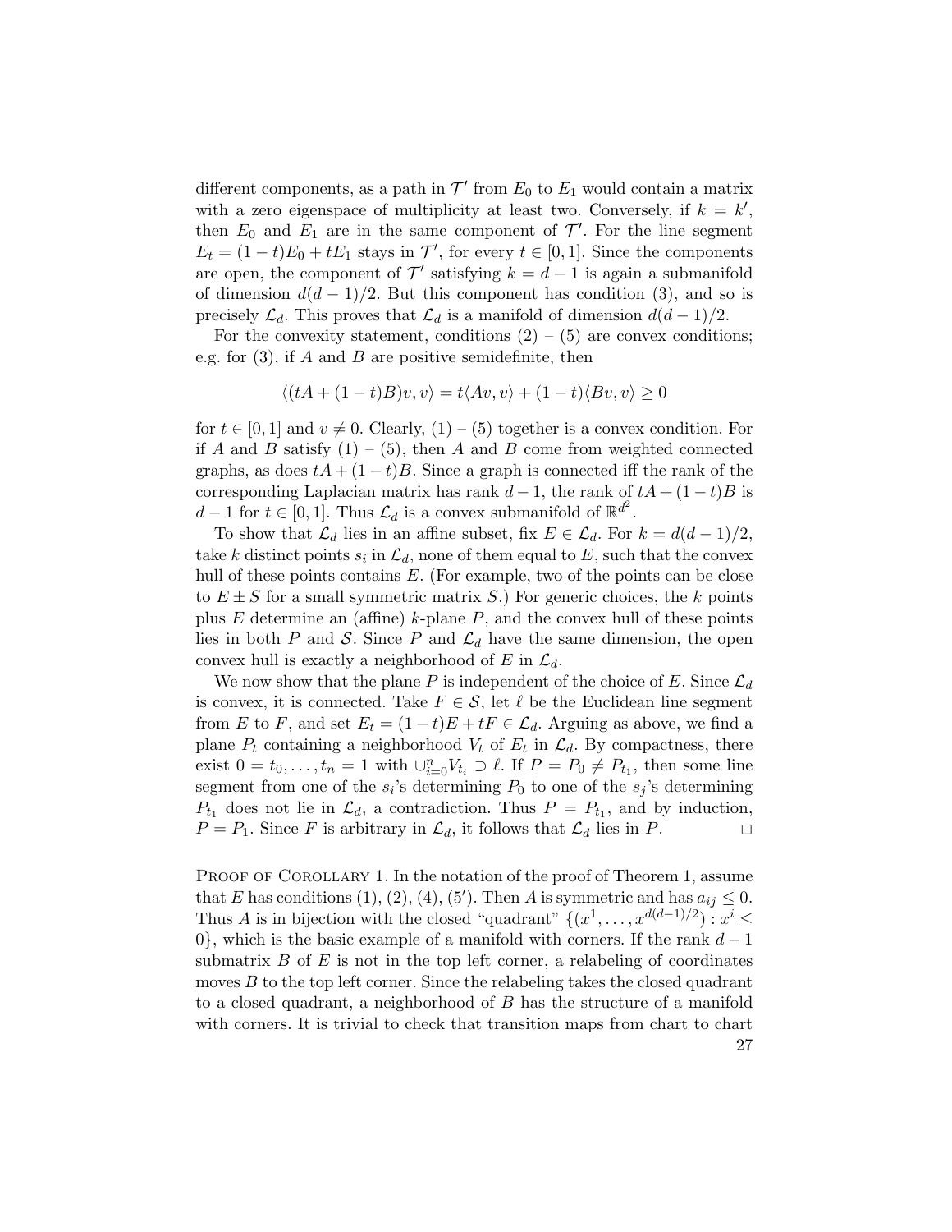different components, as a path in $\mathcal{T}'$ from $E_0$ to $E_1$ would contain a matrix with a zero eigenspace of multiplicity at least two. Conversely, if $k = k'$, then $E_0$ and $E_1$ are in the same component of $\mathcal{T}'$. For the line segment $E_t = (1-t)E_0 + tE_1$ stays in $\mathcal{T}'$, for every $t \in [0,1]$. Since the components are open, the component of $\mathcal{T}'$ satisfying $k = d-1$ is again a submanifold of dimension $d(d-1)/2$. But this component has condition (3), and so is precisely $\mathcal{L}_d$. This proves that $\mathcal{L}_d$ is a manifold of dimension $d(d-1)/2$.

For the convexity statement, conditions (2) – (5) are convex conditions; e.g. for (3), if $A$ and $B$ are positive semidefinite, then

$$\langle (tA + (1-t)B)v, v\rangle = t\langle Av, v\rangle + (1-t)\langle Bv, v\rangle \geq 0$$

for $t \in [0,1]$ and $v \neq 0$. Clearly, (1) – (5) together is a convex condition. For if $A$ and $B$ satisfy (1) – (5), then $A$ and $B$ come from weighted connected graphs, as does $tA + (1-t)B$. Since a graph is connected iff the rank of the corresponding Laplacian matrix has rank $d-1$, the rank of $tA + (1-t)B$ is $d-1$ for $t \in [0,1]$. Thus $\mathcal{L}_d$ is a convex submanifold of $\mathbb{R}^{d^2}$.

To show that $\mathcal{L}_d$ lies in an affine subset, fix $E \in \mathcal{L}_d$. For $k = d(d-1)/2$, take $k$ distinct points $s_i$ in $\mathcal{L}_d$, none of them equal to $E$, such that the convex hull of these points contains $E$. (For example, two of the points can be close to $E \pm S$ for a small symmetric matrix $S$.) For generic choices, the $k$ points plus $E$ determine an (affine) $k$-plane $P$, and the convex hull of these points lies in both $P$ and $\mathcal{S}$. Since $P$ and $\mathcal{L}_d$ have the same dimension, the open convex hull is exactly a neighborhood of $E$ in $\mathcal{L}_d$.

We now show that the plane $P$ is independent of the choice of $E$. Since $\mathcal{L}_d$ is convex, it is connected. Take $F \in \mathcal{S}$, let $\ell$ be the Euclidean line segment from $E$ to $F$, and set $E_t = (1-t)E + tF \in \mathcal{L}_d$. Arguing as above, we find a plane $P_t$ containing a neighborhood $V_t$ of $E_t$ in $\mathcal{L}_d$. By compactness, there exist $0 = t_0, \ldots, t_n = 1$ with $\cup_{i=0}^n V_{t_i} \supset \ell$. If $P = P_0 \neq P_{t_1}$, then some line segment from one of the $s_i$'s determining $P_0$ to one of the $s_j$'s determining $P_{t_1}$ does not lie in $\mathcal{L}_d$, a contradiction. Thus $P = P_{t_1}$, and by induction, $P = P_1$. Since $F$ is arbitrary in $\mathcal{L}_d$, it follows that $\mathcal{L}_d$ lies in $P$. □

Proof of Corollary 1. In the notation of the proof of Theorem 1, assume that $E$ has conditions (1), (2), (4), (5′). Then $A$ is symmetric and has $a_{ij} \leq 0$. Thus $A$ is in bijection with the closed "quadrant" $\{(x^1, \ldots, x^{d(d-1)/2}) : x^i \leq 0\}$, which is the basic example of a manifold with corners. If the rank $d-1$ submatrix $B$ of $E$ is not in the top left corner, a relabeling of coordinates moves $B$ to the top left corner. Since the relabeling takes the closed quadrant to a closed quadrant, a neighborhood of $B$ has the structure of a manifold with corners. It is trivial to check that transition maps from chart to chart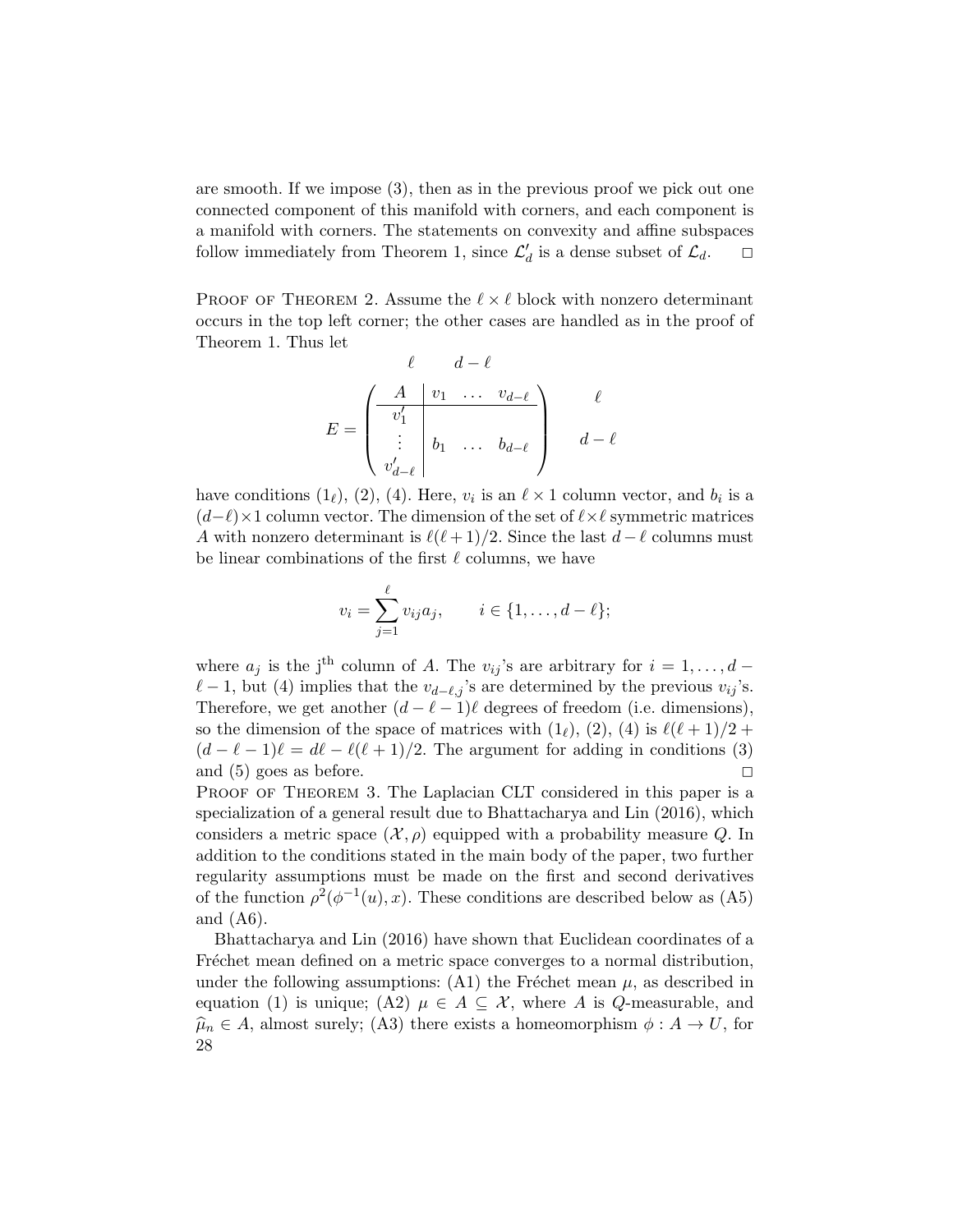are smooth. If we impose (3), then as in the previous proof we pick out one connected component of this manifold with corners, and each component is a manifold with corners. The statements on convexity and affine subspaces follow immediately from Theorem 1, since $\mathcal{L}'_d$ is a dense subset of $\mathcal{L}_d$. □

Proof of Theorem 2. Assume the $\ell \times \ell$ block with nonzero determinant occurs in the top left corner; the other cases are handled as in the proof of Theorem 1. Thus let

$$
E = \begin{array}{c} \begin{array}{cc} \ell & d-\ell \end{array} \\ \left( \begin{array}{c|ccc} A & v_1 & \dots & v_{d-\ell} \\ \hline v'_1 & & & \\ \vdots & b_1 & \dots & b_{d-\ell} \\ v'_{d-\ell} & & & \end{array} \right) \end{array} \begin{array}{c} \ell \\ \\ d-\ell \end{array}
$$

have conditions $(1_\ell)$, (2), (4). Here, $v_i$ is an $\ell \times 1$ column vector, and $b_i$ is a $(d-\ell)\times 1$ column vector. The dimension of the set of $\ell \times \ell$ symmetric matrices $A$ with nonzero determinant is $\ell(\ell+1)/2$. Since the last $d-\ell$ columns must be linear combinations of the first $\ell$ columns, we have

$$
v_i = \sum_{j=1}^{\ell} v_{ij} a_j, \qquad i \in \{1, \dots, d-\ell\};
$$

where $a_j$ is the j$^{\text{th}}$ column of $A$. The $v_{ij}$'s are arbitrary for $i = 1, \dots, d-\ell-1$, but (4) implies that the $v_{d-\ell,j}$'s are determined by the previous $v_{ij}$'s. Therefore, we get another $(d-\ell-1)\ell$ degrees of freedom (i.e. dimensions), so the dimension of the space of matrices with $(1_\ell)$, (2), (4) is $\ell(\ell+1)/2 + (d-\ell-1)\ell = d\ell - \ell(\ell+1)/2$. The argument for adding in conditions (3) and (5) goes as before. □

Proof of Theorem 3. The Laplacian CLT considered in this paper is a specialization of a general result due to Bhattacharya and Lin (2016), which considers a metric space $(\mathcal{X}, \rho)$ equipped with a probability measure $Q$. In addition to the conditions stated in the main body of the paper, two further regularity assumptions must be made on the first and second derivatives of the function $\rho^2(\phi^{-1}(u), x)$. These conditions are described below as (A5) and (A6).

Bhattacharya and Lin (2016) have shown that Euclidean coordinates of a Fréchet mean defined on a metric space converges to a normal distribution, under the following assumptions: (A1) the Fréchet mean $\mu$, as described in equation (1) is unique; (A2) $\mu \in A \subseteq \mathcal{X}$, where $A$ is $Q$-measurable, and $\widehat{\mu}_n \in A$, almost surely; (A3) there exists a homeomorphism $\phi : A \to U$, for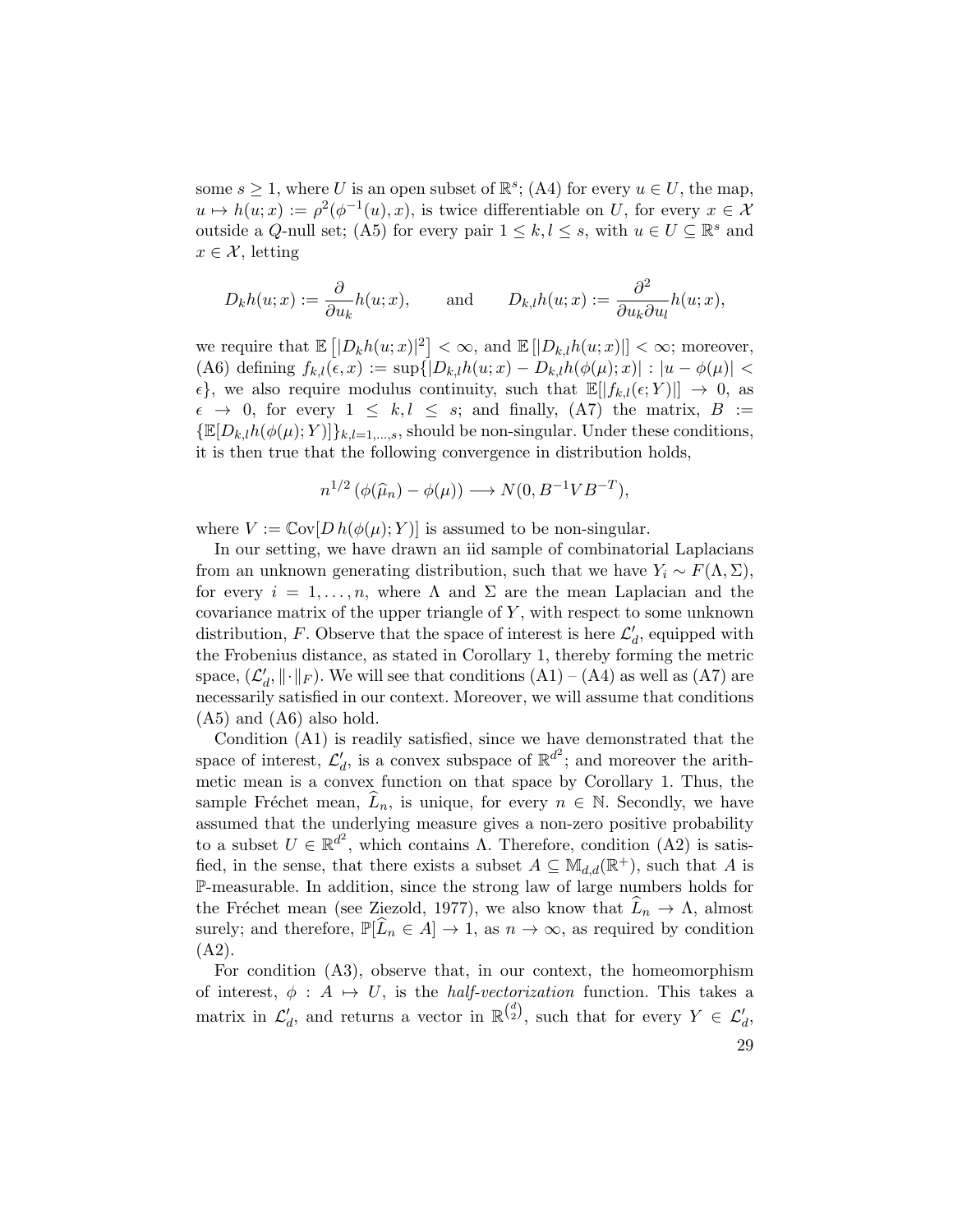some $s \geq 1$, where $U$ is an open subset of $\mathbb{R}^s$; (A4) for every $u \in U$, the map, $u \mapsto h(u;x) := \rho^2(\phi^{-1}(u), x)$, is twice differentiable on $U$, for every $x \in \mathcal{X}$ outside a $Q$-null set; (A5) for every pair $1 \leq k, l \leq s$, with $u \in U \subseteq \mathbb{R}^s$ and $x \in \mathcal{X}$, letting

$$D_k h(u;x) := \frac{\partial}{\partial u_k} h(u;x), \qquad \text{and} \qquad D_{k,l} h(u;x) := \frac{\partial^2}{\partial u_k \partial u_l} h(u;x),$$

we require that $\mathbb{E}\left[|D_k h(u;x)|^2\right] < \infty$, and $\mathbb{E}\left[|D_{k,l} h(u;x)|\right] < \infty$; moreover, (A6) defining $f_{k,l}(\epsilon, x) := \sup\{|D_{k,l}h(u;x) - D_{k,l}h(\phi(\mu);x)| : |u - \phi(\mu)| < \epsilon\}$, we also require modulus continuity, such that $\mathbb{E}[|f_{k,l}(\epsilon;Y)|] \to 0$, as $\epsilon \to 0$, for every $1 \leq k, l \leq s$; and finally, (A7) the matrix, $B := \{\mathbb{E}[D_{k,l}h(\phi(\mu);Y)]\}_{k,l=1,\ldots,s}$, should be non-singular. Under these conditions, it is then true that the following convergence in distribution holds,

$$n^{1/2}\left(\phi(\widehat{\mu}_n) - \phi(\mu)\right) \longrightarrow N(0, B^{-1}VB^{-T}),$$

where $V := \mathbb{C}\text{ov}[D\, h(\phi(\mu);Y)]$ is assumed to be non-singular.

In our setting, we have drawn an iid sample of combinatorial Laplacians from an unknown generating distribution, such that we have $Y_i \sim F(\Lambda, \Sigma)$, for every $i = 1, \ldots, n$, where $\Lambda$ and $\Sigma$ are the mean Laplacian and the covariance matrix of the upper triangle of $Y$, with respect to some unknown distribution, $F$. Observe that the space of interest is here $\mathcal{L}'_d$, equipped with the Frobenius distance, as stated in Corollary 1, thereby forming the metric space, $(\mathcal{L}'_d, \|\cdot\|_F)$. We will see that conditions (A1) – (A4) as well as (A7) are necessarily satisfied in our context. Moreover, we will assume that conditions (A5) and (A6) also hold.

Condition (A1) is readily satisfied, since we have demonstrated that the space of interest, $\mathcal{L}'_d$, is a convex subspace of $\mathbb{R}^{d^2}$; and moreover the arithmetic mean is a convex function on that space by Corollary 1. Thus, the sample Fréchet mean, $\widehat{L}_n$, is unique, for every $n \in \mathbb{N}$. Secondly, we have assumed that the underlying measure gives a non-zero positive probability to a subset $U \in \mathbb{R}^{d^2}$, which contains $\Lambda$. Therefore, condition (A2) is satisfied, in the sense, that there exists a subset $A \subseteq \mathbb{M}_{d,d}(\mathbb{R}^+)$, such that $A$ is $\mathbb{P}$-measurable. In addition, since the strong law of large numbers holds for the Fréchet mean (see Ziezold, 1977), we also know that $\widehat{L}_n \to \Lambda$, almost surely; and therefore, $\mathbb{P}[\widehat{L}_n \in A] \to 1$, as $n \to \infty$, as required by condition (A2).

For condition (A3), observe that, in our context, the homeomorphism of interest, $\phi : A \mapsto U$, is the *half-vectorization* function. This takes a matrix in $\mathcal{L}'_d$, and returns a vector in $\mathbb{R}^{\binom{d}{2}}$, such that for every $Y \in \mathcal{L}'_d$,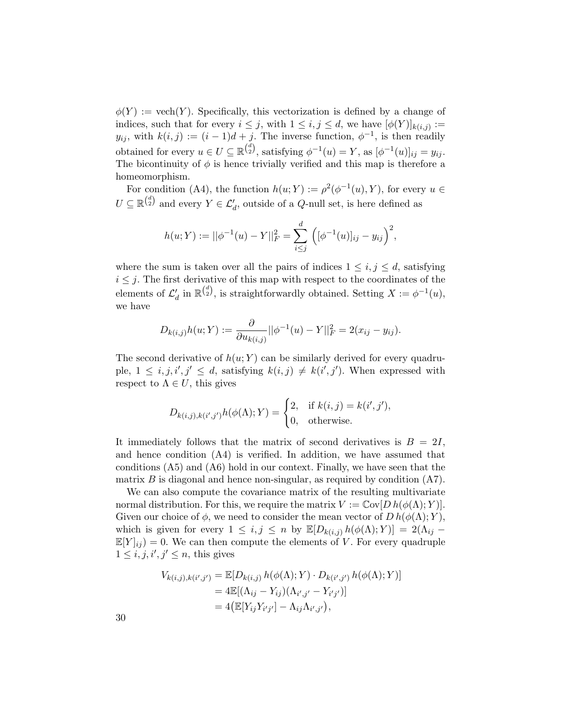$\phi(Y) := \operatorname{vech}(Y)$. Specifically, this vectorization is defined by a change of indices, such that for every $i \leq j$, with $1 \leq i, j \leq d$, we have $[\phi(Y)]_{k(i,j)} := y_{ij}$, with $k(i,j) := (i-1)d + j$. The inverse function, $\phi^{-1}$, is then readily obtained for every $u \in U \subseteq \mathbb{R}^{\binom{d}{2}}$, satisfying $\phi^{-1}(u) = Y$, as $[\phi^{-1}(u)]_{ij} = y_{ij}$. The bicontinuity of $\phi$ is hence trivially verified and this map is therefore a homeomorphism.

For condition (A4), the function $h(u; Y) := \rho^2(\phi^{-1}(u), Y)$, for every $u \in U \subseteq \mathbb{R}^{\binom{d}{2}}$ and every $Y \in \mathcal{L}'_d$, outside of a $Q$-null set, is here defined as

$$h(u; Y) := ||\phi^{-1}(u) - Y||_F^2 = \sum_{i \leq j}^{d} \Big( [\phi^{-1}(u)]_{ij} - y_{ij} \Big)^2,$$

where the sum is taken over all the pairs of indices $1 \leq i, j \leq d$, satisfying $i \leq j$. The first derivative of this map with respect to the coordinates of the elements of $\mathcal{L}'_d$ in $\mathbb{R}^{\binom{d}{2}}$, is straightforwardly obtained. Setting $X := \phi^{-1}(u)$, we have

$$D_{k(i,j)} h(u; Y) := \frac{\partial}{\partial u_{k(i,j)}} ||\phi^{-1}(u) - Y||_F^2 = 2(x_{ij} - y_{ij}).$$

The second derivative of $h(u; Y)$ can be similarly derived for every quadruple, $1 \leq i, j, i', j' \leq d$, satisfying $k(i,j) \neq k(i', j')$. When expressed with respect to $\Lambda \in U$, this gives

$$D_{k(i,j),k(i',j')} h(\phi(\Lambda); Y) = \begin{cases} 2, & \text{if } k(i,j) = k(i',j'), \\ 0, & \text{otherwise.} \end{cases}$$

It immediately follows that the matrix of second derivatives is $B = 2I$, and hence condition (A4) is verified. In addition, we have assumed that conditions (A5) and (A6) hold in our context. Finally, we have seen that the matrix $B$ is diagonal and hence non-singular, as required by condition (A7).

We can also compute the covariance matrix of the resulting multivariate normal distribution. For this, we require the matrix $V := \mathbb{C}\mathrm{ov}[D\, h(\phi(\Lambda); Y)]$. Given our choice of $\phi$, we need to consider the mean vector of $D\, h(\phi(\Lambda); Y)$, which is given for every $1 \leq i, j \leq n$ by $\mathbb{E}[D_{k(i,j)}\, h(\phi(\Lambda); Y)] = 2(\Lambda_{ij} - \mathbb{E}[Y]_{ij}) = 0$. We can then compute the elements of $V$. For every quadruple $1 \leq i, j, i', j' \leq n$, this gives

$$\begin{aligned} V_{k(i,j),k(i',j')} &= \mathbb{E}[D_{k(i,j)}\, h(\phi(\Lambda); Y) \cdot D_{k(i',j')}\, h(\phi(\Lambda); Y)] \\ &= 4\mathbb{E}[(\Lambda_{ij} - Y_{ij})(\Lambda_{i',j'} - Y_{i'j'})] \\ &= 4\big(\mathbb{E}[Y_{ij} Y_{i'j'}] - \Lambda_{ij}\Lambda_{i',j'}\big), \end{aligned}$$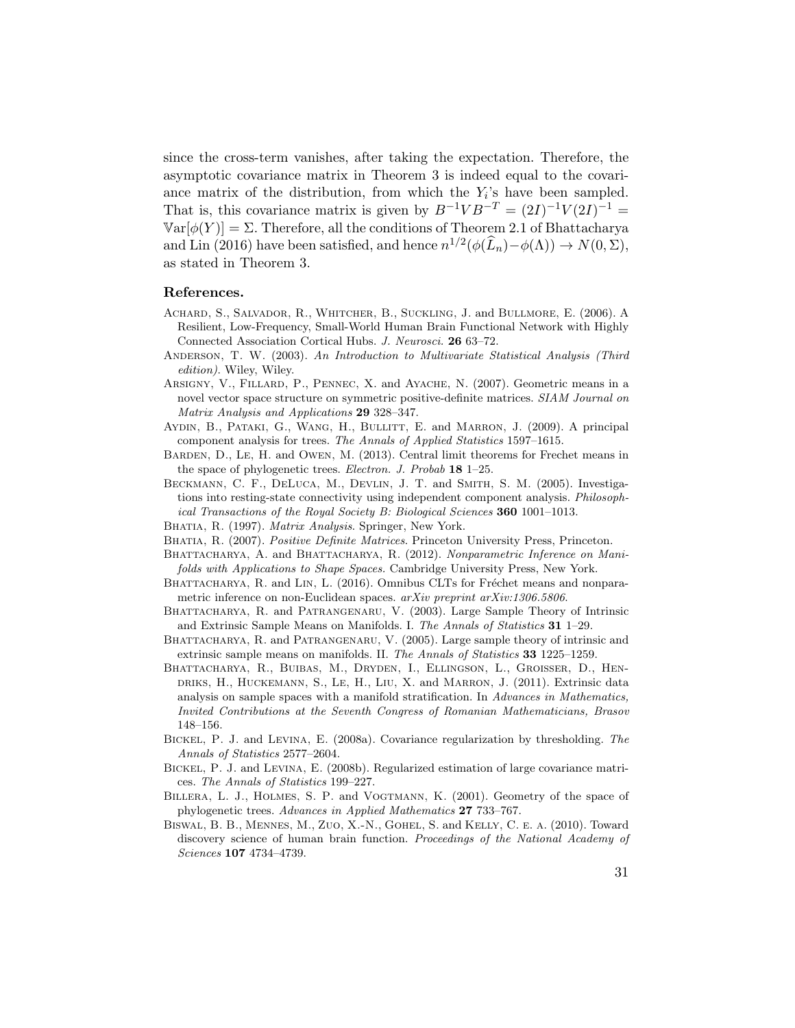since the cross-term vanishes, after taking the expectation. Therefore, the asymptotic covariance matrix in Theorem 3 is indeed equal to the covariance matrix of the distribution, from which the $Y_i$'s have been sampled. That is, this covariance matrix is given by $B^{-1}VB^{-T} = (2I)^{-1}V(2I)^{-1} = \mathbb{V}\text{ar}[\phi(Y)] = \Sigma$. Therefore, all the conditions of Theorem 2.1 of Bhattacharya and Lin (2016) have been satisfied, and hence $n^{1/2}(\phi(\widehat{L}_n) - \phi(\Lambda)) \to N(0, \Sigma)$, as stated in Theorem 3.

## References.

Achard, S., Salvador, R., Whitcher, B., Suckling, J. and Bullmore, E. (2006). A Resilient, Low-Frequency, Small-World Human Brain Functional Network with Highly Connected Association Cortical Hubs. *J. Neurosci.* **26** 63–72.

Anderson, T. W. (2003). *An Introduction to Multivariate Statistical Analysis (Third edition)*. Wiley, Wiley.

Arsigny, V., Fillard, P., Pennec, X. and Ayache, N. (2007). Geometric means in a novel vector space structure on symmetric positive-definite matrices. *SIAM Journal on Matrix Analysis and Applications* **29** 328–347.

Aydin, B., Pataki, G., Wang, H., Bullitt, E. and Marron, J. (2009). A principal component analysis for trees. *The Annals of Applied Statistics* 1597–1615.

Barden, D., Le, H. and Owen, M. (2013). Central limit theorems for Frechet means in the space of phylogenetic trees. *Electron. J. Probab* **18** 1–25.

Beckmann, C. F., DeLuca, M., Devlin, J. T. and Smith, S. M. (2005). Investigations into resting-state connectivity using independent component analysis. *Philosophical Transactions of the Royal Society B: Biological Sciences* **360** 1001–1013.

Bhatia, R. (1997). *Matrix Analysis*. Springer, New York.

Bhatia, R. (2007). *Positive Definite Matrices*. Princeton University Press, Princeton.

Bhattacharya, A. and Bhattacharya, R. (2012). *Nonparametric Inference on Manifolds with Applications to Shape Spaces*. Cambridge University Press, New York.

Bhattacharya, R. and Lin, L. (2016). Omnibus CLTs for Fréchet means and nonparametric inference on non-Euclidean spaces. *arXiv preprint arXiv:1306.5806*.

Bhattacharya, R. and Patrangenaru, V. (2003). Large Sample Theory of Intrinsic and Extrinsic Sample Means on Manifolds. I. *The Annals of Statistics* **31** 1–29.

Bhattacharya, R. and Patrangenaru, V. (2005). Large sample theory of intrinsic and extrinsic sample means on manifolds. II. *The Annals of Statistics* **33** 1225–1259.

Bhattacharya, R., Buibas, M., Dryden, I., Ellingson, L., Groisser, D., Hendriks, H., Huckemann, S., Le, H., Liu, X. and Marron, J. (2011). Extrinsic data analysis on sample spaces with a manifold stratification. In *Advances in Mathematics, Invited Contributions at the Seventh Congress of Romanian Mathematicians, Brasov* 148–156.

Bickel, P. J. and Levina, E. (2008a). Covariance regularization by thresholding. *The Annals of Statistics* 2577–2604.

Bickel, P. J. and Levina, E. (2008b). Regularized estimation of large covariance matrices. *The Annals of Statistics* 199–227.

Billera, L. J., Holmes, S. P. and Vogtmann, K. (2001). Geometry of the space of phylogenetic trees. *Advances in Applied Mathematics* **27** 733–767.

Biswal, B. B., Mennes, M., Zuo, X.-N., Gohel, S. and Kelly, C. e. a. (2010). Toward discovery science of human brain function. *Proceedings of the National Academy of Sciences* **107** 4734–4739.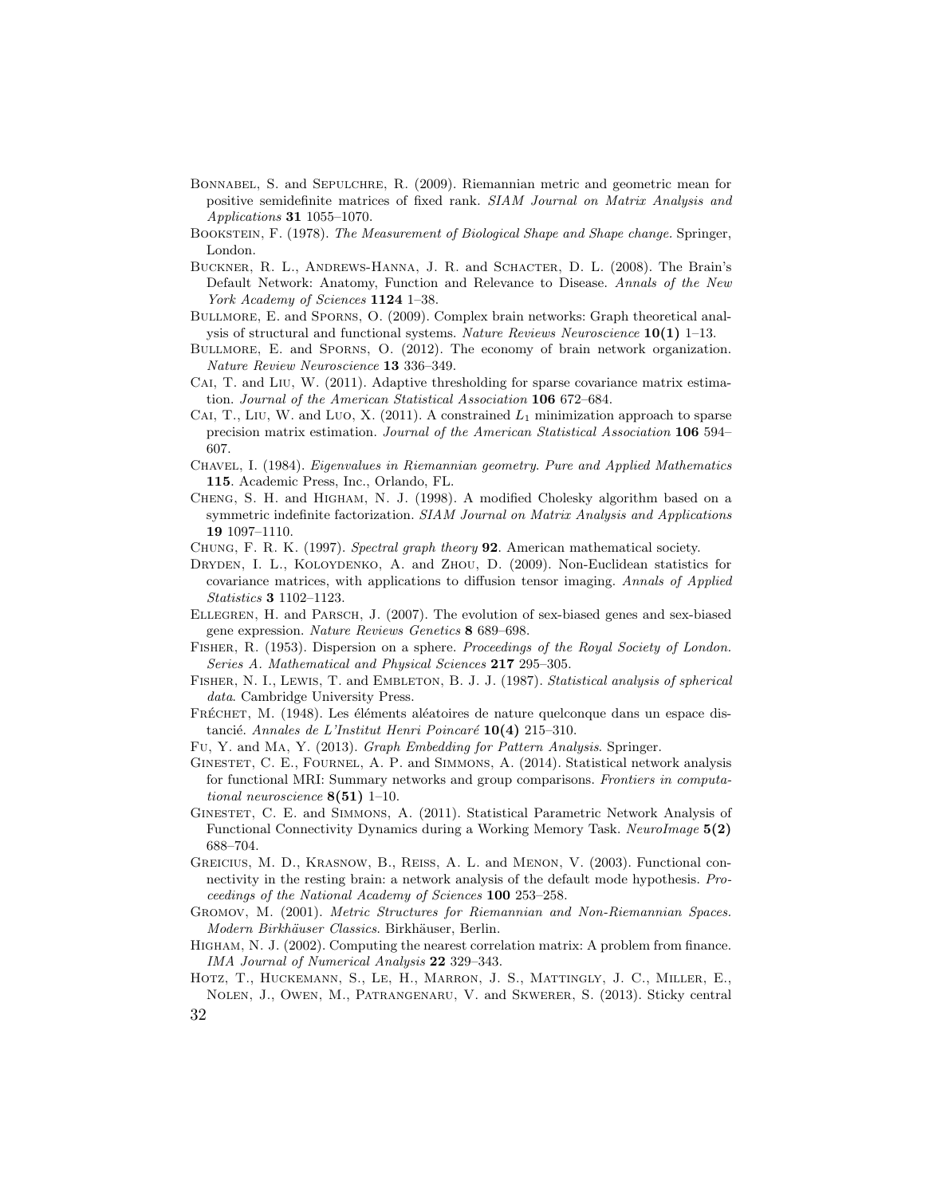Bonnabel, S. and Sepulchre, R. (2009). Riemannian metric and geometric mean for positive semidefinite matrices of fixed rank. *SIAM Journal on Matrix Analysis and Applications* **31** 1055–1070.

Bookstein, F. (1978). *The Measurement of Biological Shape and Shape change.* Springer, London.

Buckner, R. L., Andrews-Hanna, J. R. and Schacter, D. L. (2008). The Brain's Default Network: Anatomy, Function and Relevance to Disease. *Annals of the New York Academy of Sciences* **1124** 1–38.

Bullmore, E. and Sporns, O. (2009). Complex brain networks: Graph theoretical analysis of structural and functional systems. *Nature Reviews Neuroscience* **10(1)** 1–13.

Bullmore, E. and Sporns, O. (2012). The economy of brain network organization. *Nature Review Neuroscience* **13** 336–349.

Cai, T. and Liu, W. (2011). Adaptive thresholding for sparse covariance matrix estimation. *Journal of the American Statistical Association* **106** 672–684.

Cai, T., Liu, W. and Luo, X. (2011). A constrained $L_1$ minimization approach to sparse precision matrix estimation. *Journal of the American Statistical Association* **106** 594–607.

Chavel, I. (1984). *Eigenvalues in Riemannian geometry. Pure and Applied Mathematics* **115**. Academic Press, Inc., Orlando, FL.

Cheng, S. H. and Higham, N. J. (1998). A modified Cholesky algorithm based on a symmetric indefinite factorization. *SIAM Journal on Matrix Analysis and Applications* **19** 1097–1110.

Chung, F. R. K. (1997). *Spectral graph theory* **92**. American mathematical society.

Dryden, I. L., Koloydenko, A. and Zhou, D. (2009). Non-Euclidean statistics for covariance matrices, with applications to diffusion tensor imaging. *Annals of Applied Statistics* **3** 1102–1123.

Ellegren, H. and Parsch, J. (2007). The evolution of sex-biased genes and sex-biased gene expression. *Nature Reviews Genetics* **8** 689–698.

Fisher, R. (1953). Dispersion on a sphere. *Proceedings of the Royal Society of London. Series A. Mathematical and Physical Sciences* **217** 295–305.

Fisher, N. I., Lewis, T. and Embleton, B. J. J. (1987). *Statistical analysis of spherical data*. Cambridge University Press.

Fréchet, M. (1948). Les éléments aléatoires de nature quelconque dans un espace distancié. *Annales de L'Institut Henri Poincaré* **10(4)** 215–310.

Fu, Y. and Ma, Y. (2013). *Graph Embedding for Pattern Analysis*. Springer.

Ginestet, C. E., Fournel, A. P. and Simmons, A. (2014). Statistical network analysis for functional MRI: Summary networks and group comparisons. *Frontiers in computational neuroscience* **8(51)** 1–10.

Ginestet, C. E. and Simmons, A. (2011). Statistical Parametric Network Analysis of Functional Connectivity Dynamics during a Working Memory Task. *NeuroImage* **5(2)** 688–704.

Greicius, M. D., Krasnow, B., Reiss, A. L. and Menon, V. (2003). Functional connectivity in the resting brain: a network analysis of the default mode hypothesis. *Proceedings of the National Academy of Sciences* **100** 253–258.

Gromov, M. (2001). *Metric Structures for Riemannian and Non-Riemannian Spaces. Modern Birkhäuser Classics*. Birkhäuser, Berlin.

Higham, N. J. (2002). Computing the nearest correlation matrix: A problem from finance. *IMA Journal of Numerical Analysis* **22** 329–343.

Hotz, T., Huckemann, S., Le, H., Marron, J. S., Mattingly, J. C., Miller, E., Nolen, J., Owen, M., Patrangenaru, V. and Skwerer, S. (2013). Sticky central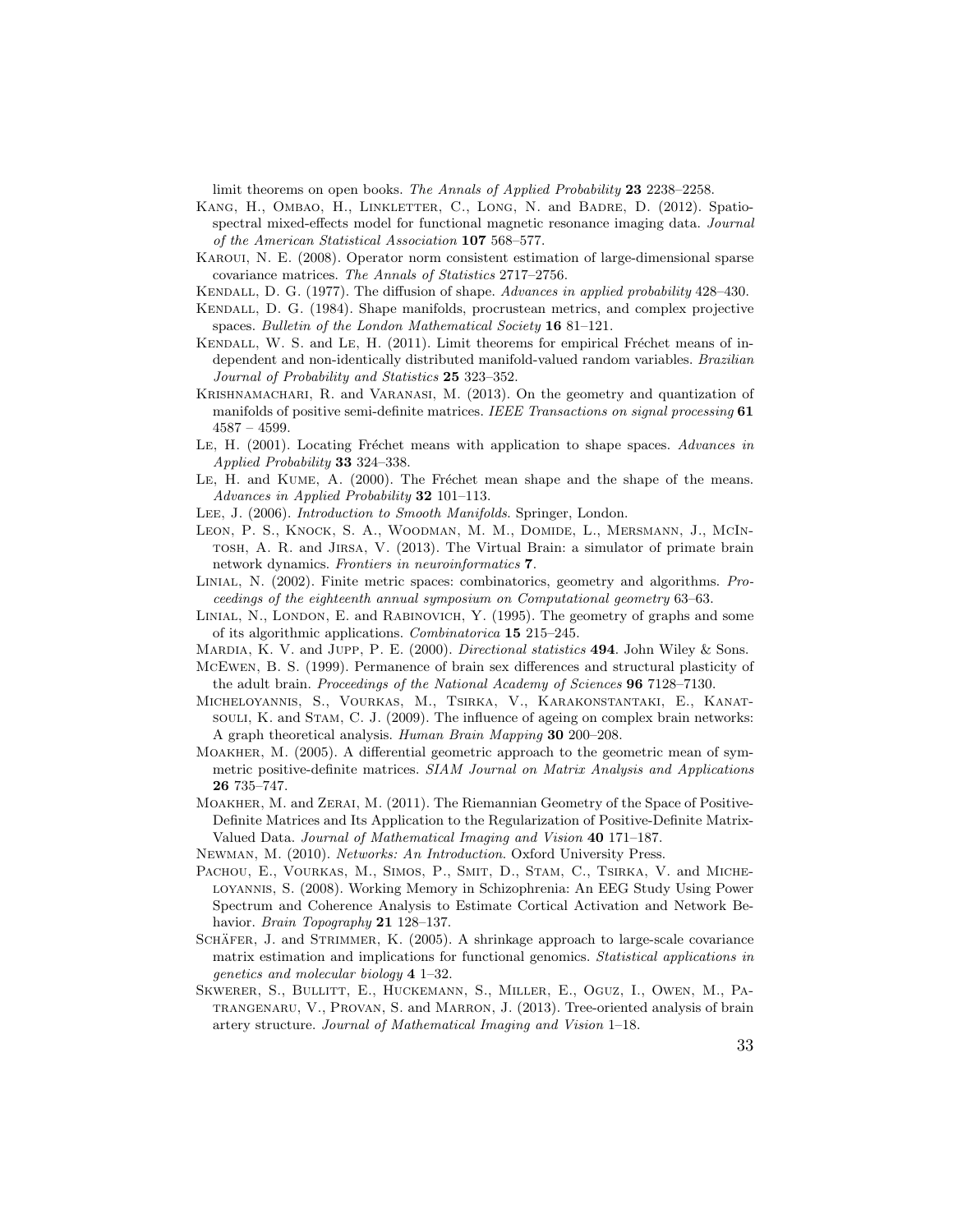limit theorems on open books. *The Annals of Applied Probability* **23** 2238–2258.

Kang, H., Ombao, H., Linkletter, C., Long, N. and Badre, D. (2012). Spatio-spectral mixed-effects model for functional magnetic resonance imaging data. *Journal of the American Statistical Association* **107** 568–577.

Karoui, N. E. (2008). Operator norm consistent estimation of large-dimensional sparse covariance matrices. *The Annals of Statistics* 2717–2756.

Kendall, D. G. (1977). The diffusion of shape. *Advances in applied probability* 428–430.

Kendall, D. G. (1984). Shape manifolds, procrustean metrics, and complex projective spaces. *Bulletin of the London Mathematical Society* **16** 81–121.

Kendall, W. S. and Le, H. (2011). Limit theorems for empirical Fréchet means of independent and non-identically distributed manifold-valued random variables. *Brazilian Journal of Probability and Statistics* **25** 323–352.

Krishnamachari, R. and Varanasi, M. (2013). On the geometry and quantization of manifolds of positive semi-definite matrices. *IEEE Transactions on signal processing* **61** 4587 – 4599.

Le, H. (2001). Locating Fréchet means with application to shape spaces. *Advances in Applied Probability* **33** 324–338.

Le, H. and Kume, A. (2000). The Fréchet mean shape and the shape of the means. *Advances in Applied Probability* **32** 101–113.

Lee, J. (2006). *Introduction to Smooth Manifolds*. Springer, London.

Leon, P. S., Knock, S. A., Woodman, M. M., Domide, L., Mersmann, J., McIntosh, A. R. and Jirsa, V. (2013). The Virtual Brain: a simulator of primate brain network dynamics. *Frontiers in neuroinformatics* **7**.

Linial, N. (2002). Finite metric spaces: combinatorics, geometry and algorithms. *Proceedings of the eighteenth annual symposium on Computational geometry* 63–63.

Linial, N., London, E. and Rabinovich, Y. (1995). The geometry of graphs and some of its algorithmic applications. *Combinatorica* **15** 215–245.

Mardia, K. V. and Jupp, P. E. (2000). *Directional statistics* **494**. John Wiley & Sons.

McEwen, B. S. (1999). Permanence of brain sex differences and structural plasticity of the adult brain. *Proceedings of the National Academy of Sciences* **96** 7128–7130.

Micheloyannis, S., Vourkas, M., Tsirka, V., Karakonstantaki, E., Kanatsouli, K. and Stam, C. J. (2009). The influence of ageing on complex brain networks: A graph theoretical analysis. *Human Brain Mapping* **30** 200–208.

Moakher, M. (2005). A differential geometric approach to the geometric mean of symmetric positive-definite matrices. *SIAM Journal on Matrix Analysis and Applications* **26** 735–747.

Moakher, M. and Zerai, M. (2011). The Riemannian Geometry of the Space of Positive-Definite Matrices and Its Application to the Regularization of Positive-Definite Matrix-Valued Data. *Journal of Mathematical Imaging and Vision* **40** 171–187.

Newman, M. (2010). *Networks: An Introduction*. Oxford University Press.

Pachou, E., Vourkas, M., Simos, P., Smit, D., Stam, C., Tsirka, V. and Micheloyannis, S. (2008). Working Memory in Schizophrenia: An EEG Study Using Power Spectrum and Coherence Analysis to Estimate Cortical Activation and Network Behavior. *Brain Topography* **21** 128–137.

Schäfer, J. and Strimmer, K. (2005). A shrinkage approach to large-scale covariance matrix estimation and implications for functional genomics. *Statistical applications in genetics and molecular biology* **4** 1–32.

Skwerer, S., Bullitt, E., Huckemann, S., Miller, E., Oguz, I., Owen, M., Patrangenaru, V., Provan, S. and Marron, J. (2013). Tree-oriented analysis of brain artery structure. *Journal of Mathematical Imaging and Vision* 1–18.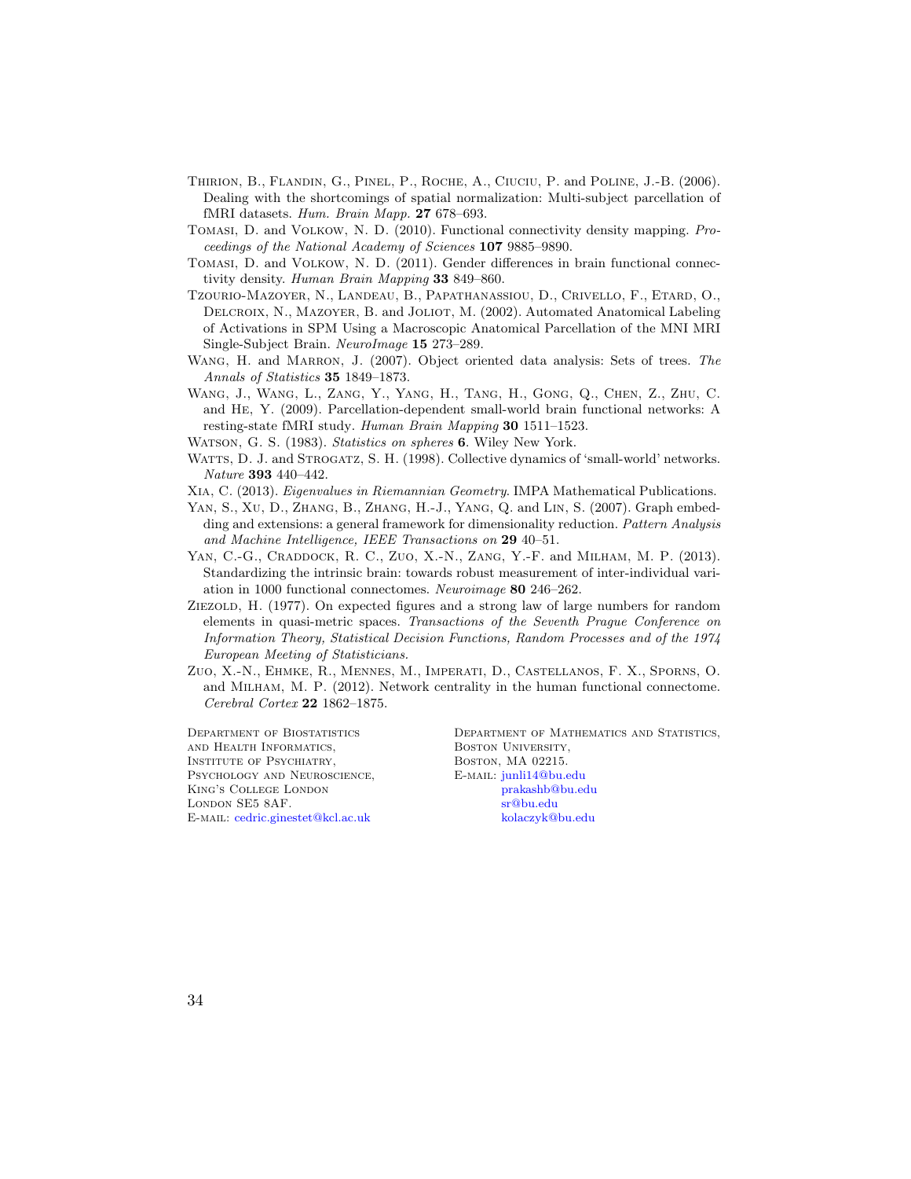Thirion, B., Flandin, G., Pinel, P., Roche, A., Ciuciu, P. and Poline, J.-B. (2006). Dealing with the shortcomings of spatial normalization: Multi-subject parcellation of fMRI datasets. *Hum. Brain Mapp.* **27** 678–693.

Tomasi, D. and Volkow, N. D. (2010). Functional connectivity density mapping. *Proceedings of the National Academy of Sciences* **107** 9885–9890.

Tomasi, D. and Volkow, N. D. (2011). Gender differences in brain functional connectivity density. *Human Brain Mapping* **33** 849–860.

Tzourio-Mazoyer, N., Landeau, B., Papathanassiou, D., Crivello, F., Etard, O., Delcroix, N., Mazoyer, B. and Joliot, M. (2002). Automated Anatomical Labeling of Activations in SPM Using a Macroscopic Anatomical Parcellation of the MNI MRI Single-Subject Brain. *NeuroImage* **15** 273–289.

Wang, H. and Marron, J. (2007). Object oriented data analysis: Sets of trees. *The Annals of Statistics* **35** 1849–1873.

Wang, J., Wang, L., Zang, Y., Yang, H., Tang, H., Gong, Q., Chen, Z., Zhu, C. and He, Y. (2009). Parcellation-dependent small-world brain functional networks: A resting-state fMRI study. *Human Brain Mapping* **30** 1511–1523.

Watson, G. S. (1983). *Statistics on spheres* **6**. Wiley New York.

Watts, D. J. and Strogatz, S. H. (1998). Collective dynamics of 'small-world' networks. *Nature* **393** 440–442.

Xia, C. (2013). *Eigenvalues in Riemannian Geometry*. IMPA Mathematical Publications.

Yan, S., Xu, D., Zhang, B., Zhang, H.-J., Yang, Q. and Lin, S. (2007). Graph embedding and extensions: a general framework for dimensionality reduction. *Pattern Analysis and Machine Intelligence, IEEE Transactions on* **29** 40–51.

Yan, C.-G., Craddock, R. C., Zuo, X.-N., Zang, Y.-F. and Milham, M. P. (2013). Standardizing the intrinsic brain: towards robust measurement of inter-individual variation in 1000 functional connectomes. *Neuroimage* **80** 246–262.

Ziezold, H. (1977). On expected figures and a strong law of large numbers for random elements in quasi-metric spaces. *Transactions of the Seventh Prague Conference on Information Theory, Statistical Decision Functions, Random Processes and of the 1974 European Meeting of Statisticians.*

Zuo, X.-N., Ehmke, R., Mennes, M., Imperati, D., Castellanos, F. X., Sporns, O. and Milham, M. P. (2012). Network centrality in the human functional connectome. *Cerebral Cortex* **22** 1862–1875.

Department of Biostatistics
and Health Informatics,
Institute of Psychiatry,
Psychology and Neuroscience,
King's College London
London SE5 8AF.
E-mail: cedric.ginestet@kcl.ac.uk

Department of Mathematics and Statistics,
Boston University,
Boston, MA 02215.
E-mail: junli14@bu.edu
prakashb@bu.edu
sr@bu.edu
kolaczyk@bu.edu